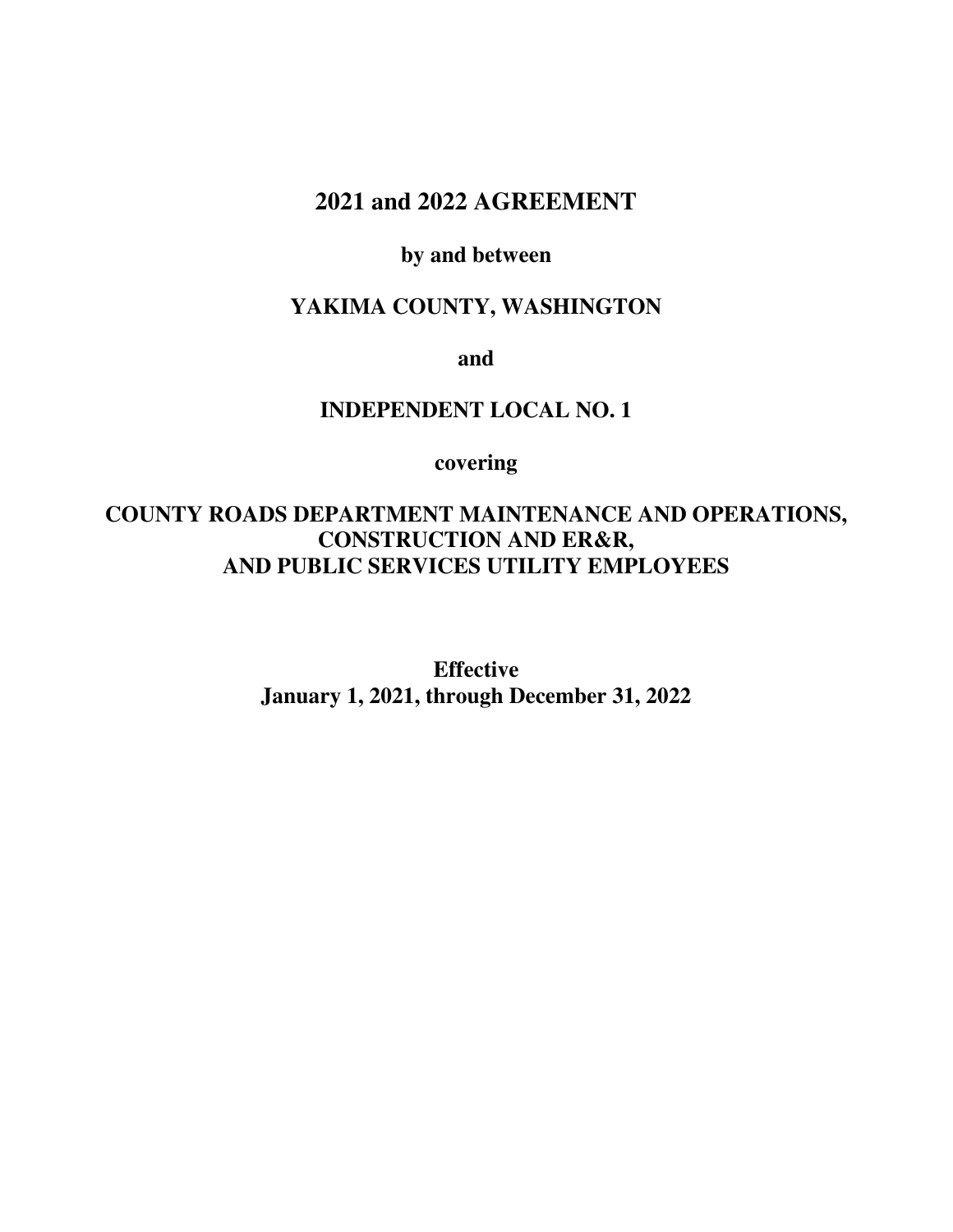# 2021 and 2022 AGREEMENT

**by and between**

**YAKIMA COUNTY, WASHINGTON**

**and**

**INDEPENDENT LOCAL NO. 1**

**covering**

**COUNTY ROADS DEPARTMENT MAINTENANCE AND OPERATIONS, CONSTRUCTION AND ER&R, AND PUBLIC SERVICES UTILITY EMPLOYEES**

**Effective**
**January 1, 2021, through December 31, 2022**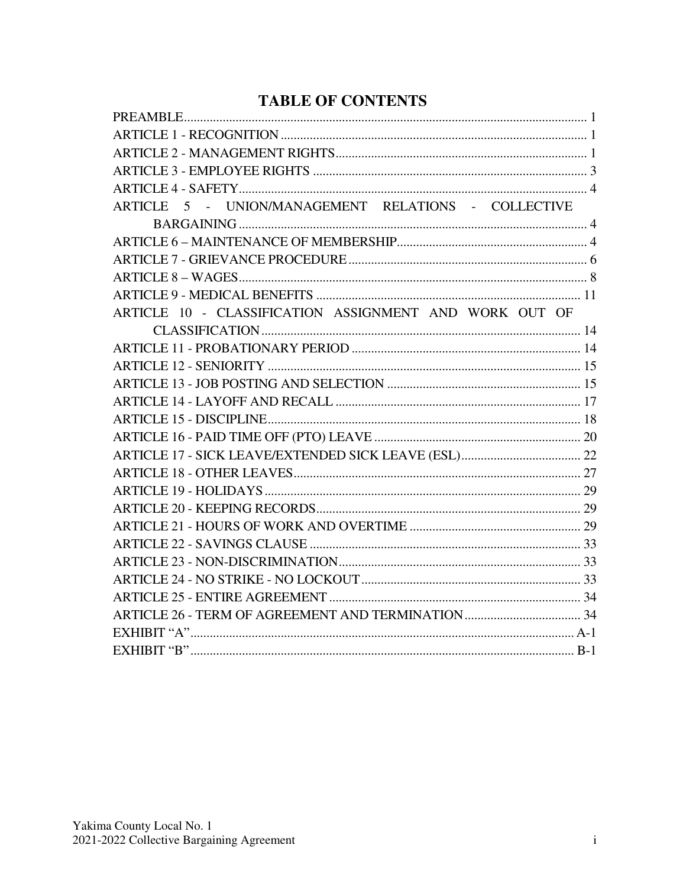# TABLE OF CONTENTS

PREAMBLE ........................................................................................................................ 1
ARTICLE 1 - RECOGNITION ............................................................................................ 1
ARTICLE 2 - MANAGEMENT RIGHTS ............................................................................. 1
ARTICLE 3 - EMPLOYEE RIGHTS .................................................................................... 3
ARTICLE 4 - SAFETY ........................................................................................................ 4
ARTICLE 5 - UNION/MANAGEMENT RELATIONS - COLLECTIVE BARGAINING ........................................................................................................ 4
ARTICLE 6 – MAINTENANCE OF MEMBERSHIP ........................................................... 4
ARTICLE 7 - GRIEVANCE PROCEDURE ......................................................................... 6
ARTICLE 8 – WAGES ........................................................................................................ 8
ARTICLE 9 - MEDICAL BENEFITS ................................................................................. 11
ARTICLE 10 - CLASSIFICATION ASSIGNMENT AND WORK OUT OF CLASSIFICATION ................................................................................................... 14
ARTICLE 11 - PROBATIONARY PERIOD ....................................................................... 14
ARTICLE 12 - SENIORITY ............................................................................................... 15
ARTICLE 13 - JOB POSTING AND SELECTION ............................................................ 15
ARTICLE 14 - LAYOFF AND RECALL ............................................................................ 17
ARTICLE 15 - DISCIPLINE ............................................................................................... 18
ARTICLE 16 - PAID TIME OFF (PTO) LEAVE ................................................................ 20
ARTICLE 17 - SICK LEAVE/EXTENDED SICK LEAVE (ESL) ..................................... 22
ARTICLE 18 - OTHER LEAVES ....................................................................................... 27
ARTICLE 19 - HOLIDAYS ................................................................................................ 29
ARTICLE 20 - KEEPING RECORDS ................................................................................. 29
ARTICLE 21 - HOURS OF WORK AND OVERTIME ..................................................... 29
ARTICLE 22 - SAVINGS CLAUSE ................................................................................... 33
ARTICLE 23 - NON-DISCRIMINATION .......................................................................... 33
ARTICLE 24 - NO STRIKE - NO LOCKOUT .................................................................... 33
ARTICLE 25 - ENTIRE AGREEMENT ............................................................................. 34
ARTICLE 26 - TERM OF AGREEMENT AND TERMINATION .................................... 34
EXHIBIT "A" ..................................................................................................................... A-1
EXHIBIT "B" ..................................................................................................................... B-1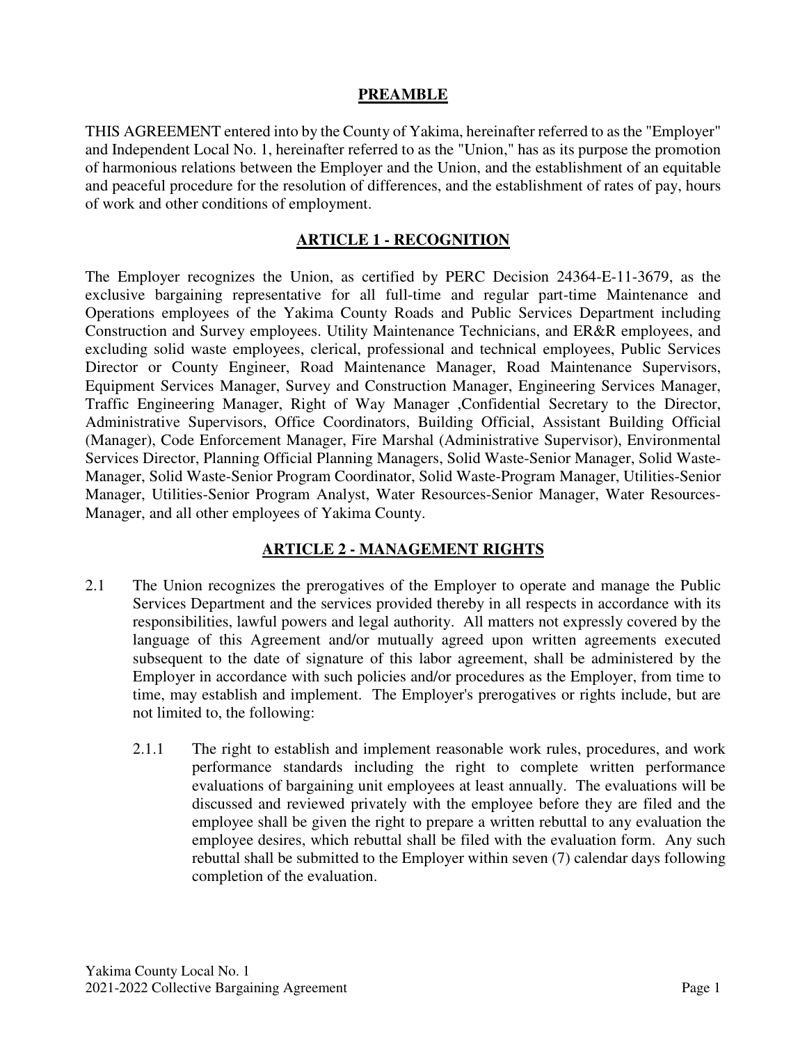## PREAMBLE

THIS AGREEMENT entered into by the County of Yakima, hereinafter referred to as the "Employer" and Independent Local No. 1, hereinafter referred to as the "Union," has as its purpose the promotion of harmonious relations between the Employer and the Union, and the establishment of an equitable and peaceful procedure for the resolution of differences, and the establishment of rates of pay, hours of work and other conditions of employment.

## ARTICLE 1 - RECOGNITION

The Employer recognizes the Union, as certified by PERC Decision 24364-E-11-3679, as the exclusive bargaining representative for all full-time and regular part-time Maintenance and Operations employees of the Yakima County Roads and Public Services Department including Construction and Survey employees. Utility Maintenance Technicians, and ER&R employees, and excluding solid waste employees, clerical, professional and technical employees, Public Services Director or County Engineer, Road Maintenance Manager, Road Maintenance Supervisors, Equipment Services Manager, Survey and Construction Manager, Engineering Services Manager, Traffic Engineering Manager, Right of Way Manager ,Confidential Secretary to the Director, Administrative Supervisors, Office Coordinators, Building Official, Assistant Building Official (Manager), Code Enforcement Manager, Fire Marshal (Administrative Supervisor), Environmental Services Director, Planning Official Planning Managers, Solid Waste-Senior Manager, Solid Waste-Manager, Solid Waste-Senior Program Coordinator, Solid Waste-Program Manager, Utilities-Senior Manager, Utilities-Senior Program Analyst, Water Resources-Senior Manager, Water Resources-Manager, and all other employees of Yakima County.

## ARTICLE 2 - MANAGEMENT RIGHTS

2.1 The Union recognizes the prerogatives of the Employer to operate and manage the Public Services Department and the services provided thereby in all respects in accordance with its responsibilities, lawful powers and legal authority. All matters not expressly covered by the language of this Agreement and/or mutually agreed upon written agreements executed subsequent to the date of signature of this labor agreement, shall be administered by the Employer in accordance with such policies and/or procedures as the Employer, from time to time, may establish and implement. The Employer's prerogatives or rights include, but are not limited to, the following:

2.1.1 The right to establish and implement reasonable work rules, procedures, and work performance standards including the right to complete written performance evaluations of bargaining unit employees at least annually. The evaluations will be discussed and reviewed privately with the employee before they are filed and the employee shall be given the right to prepare a written rebuttal to any evaluation the employee desires, which rebuttal shall be filed with the evaluation form. Any such rebuttal shall be submitted to the Employer within seven (7) calendar days following completion of the evaluation.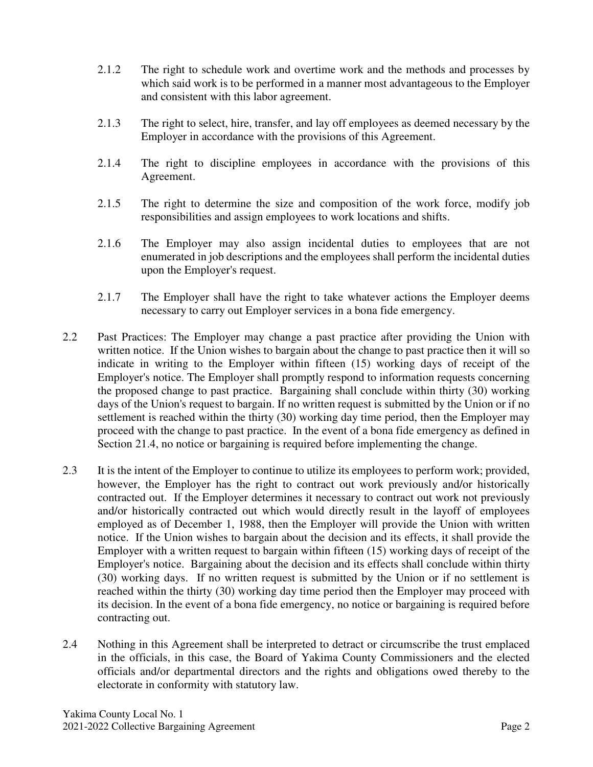2.1.2 The right to schedule work and overtime work and the methods and processes by which said work is to be performed in a manner most advantageous to the Employer and consistent with this labor agreement.

2.1.3 The right to select, hire, transfer, and lay off employees as deemed necessary by the Employer in accordance with the provisions of this Agreement.

2.1.4 The right to discipline employees in accordance with the provisions of this Agreement.

2.1.5 The right to determine the size and composition of the work force, modify job responsibilities and assign employees to work locations and shifts.

2.1.6 The Employer may also assign incidental duties to employees that are not enumerated in job descriptions and the employees shall perform the incidental duties upon the Employer's request.

2.1.7 The Employer shall have the right to take whatever actions the Employer deems necessary to carry out Employer services in a bona fide emergency.

2.2 Past Practices: The Employer may change a past practice after providing the Union with written notice. If the Union wishes to bargain about the change to past practice then it will so indicate in writing to the Employer within fifteen (15) working days of receipt of the Employer's notice. The Employer shall promptly respond to information requests concerning the proposed change to past practice. Bargaining shall conclude within thirty (30) working days of the Union's request to bargain. If no written request is submitted by the Union or if no settlement is reached within the thirty (30) working day time period, then the Employer may proceed with the change to past practice. In the event of a bona fide emergency as defined in Section 21.4, no notice or bargaining is required before implementing the change.

2.3 It is the intent of the Employer to continue to utilize its employees to perform work; provided, however, the Employer has the right to contract out work previously and/or historically contracted out. If the Employer determines it necessary to contract out work not previously and/or historically contracted out which would directly result in the layoff of employees employed as of December 1, 1988, then the Employer will provide the Union with written notice. If the Union wishes to bargain about the decision and its effects, it shall provide the Employer with a written request to bargain within fifteen (15) working days of receipt of the Employer's notice. Bargaining about the decision and its effects shall conclude within thirty (30) working days. If no written request is submitted by the Union or if no settlement is reached within the thirty (30) working day time period then the Employer may proceed with its decision. In the event of a bona fide emergency, no notice or bargaining is required before contracting out.

2.4 Nothing in this Agreement shall be interpreted to detract or circumscribe the trust emplaced in the officials, in this case, the Board of Yakima County Commissioners and the elected officials and/or departmental directors and the rights and obligations owed thereby to the electorate in conformity with statutory law.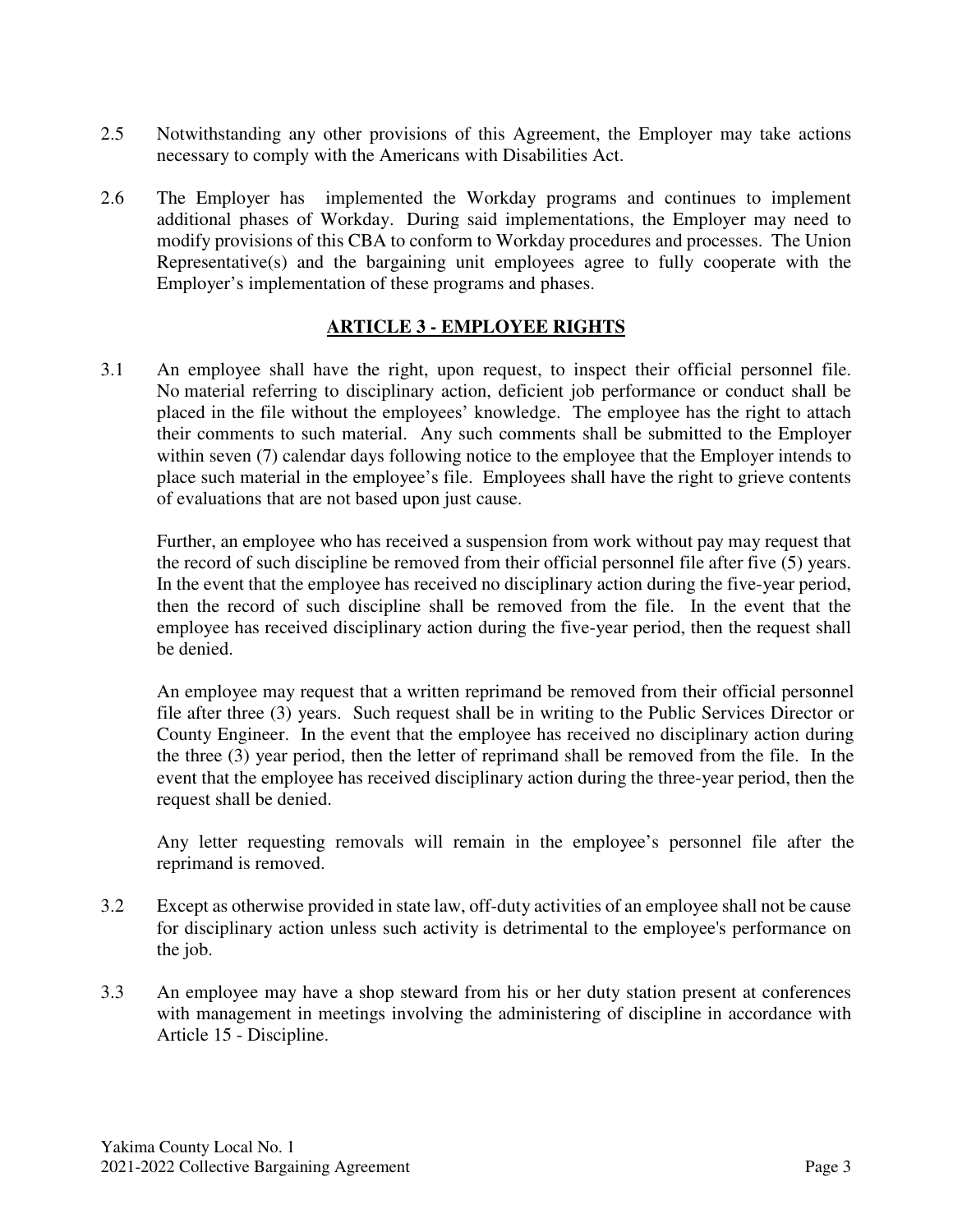2.5 Notwithstanding any other provisions of this Agreement, the Employer may take actions necessary to comply with the Americans with Disabilities Act.

2.6 The Employer has implemented the Workday programs and continues to implement additional phases of Workday. During said implementations, the Employer may need to modify provisions of this CBA to conform to Workday procedures and processes. The Union Representative(s) and the bargaining unit employees agree to fully cooperate with the Employer's implementation of these programs and phases.

## ARTICLE 3 - EMPLOYEE RIGHTS

3.1 An employee shall have the right, upon request, to inspect their official personnel file. No material referring to disciplinary action, deficient job performance or conduct shall be placed in the file without the employees' knowledge. The employee has the right to attach their comments to such material. Any such comments shall be submitted to the Employer within seven (7) calendar days following notice to the employee that the Employer intends to place such material in the employee's file. Employees shall have the right to grieve contents of evaluations that are not based upon just cause.

Further, an employee who has received a suspension from work without pay may request that the record of such discipline be removed from their official personnel file after five (5) years. In the event that the employee has received no disciplinary action during the five-year period, then the record of such discipline shall be removed from the file. In the event that the employee has received disciplinary action during the five-year period, then the request shall be denied.

An employee may request that a written reprimand be removed from their official personnel file after three (3) years. Such request shall be in writing to the Public Services Director or County Engineer. In the event that the employee has received no disciplinary action during the three (3) year period, then the letter of reprimand shall be removed from the file. In the event that the employee has received disciplinary action during the three-year period, then the request shall be denied.

Any letter requesting removals will remain in the employee's personnel file after the reprimand is removed.

3.2 Except as otherwise provided in state law, off-duty activities of an employee shall not be cause for disciplinary action unless such activity is detrimental to the employee's performance on the job.

3.3 An employee may have a shop steward from his or her duty station present at conferences with management in meetings involving the administering of discipline in accordance with Article 15 - Discipline.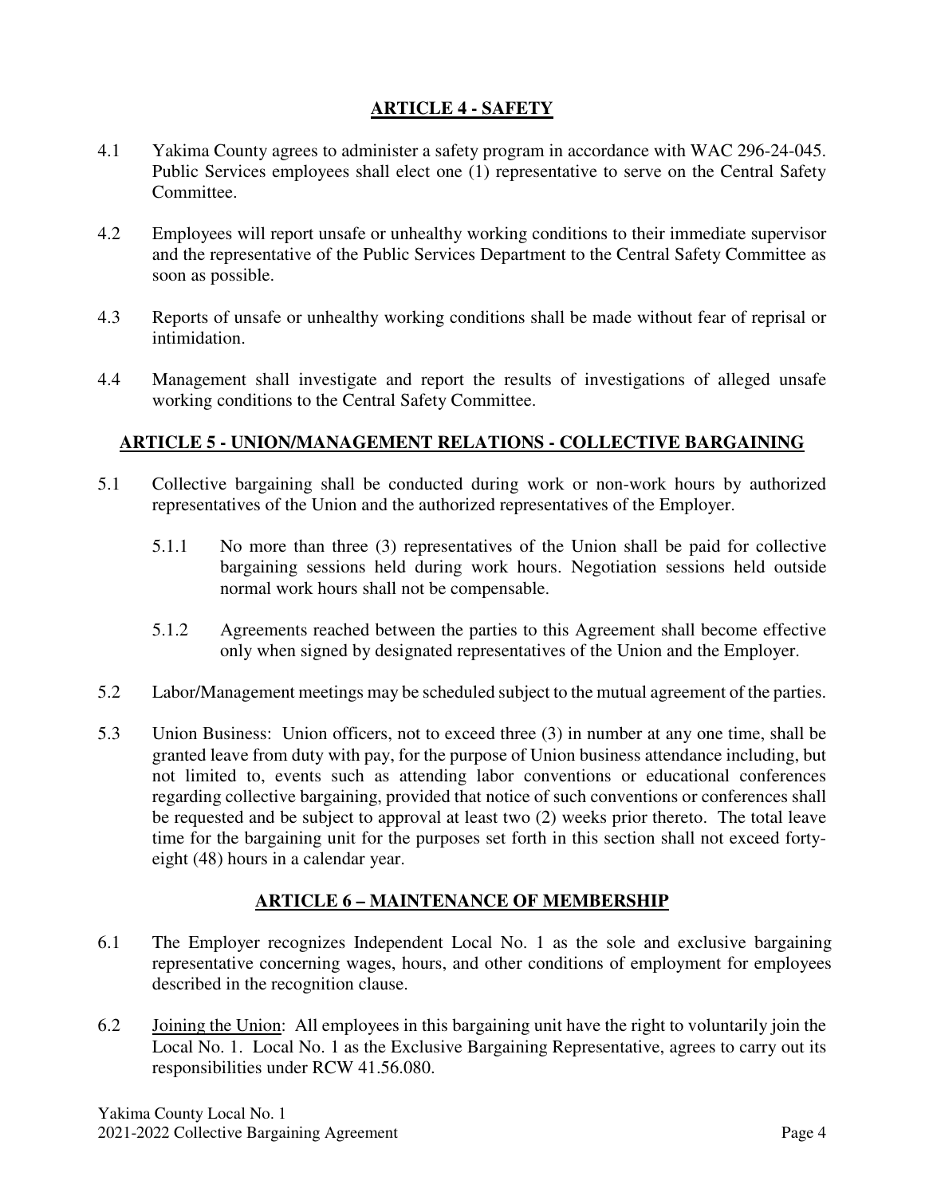## ARTICLE 4 - SAFETY

4.1 Yakima County agrees to administer a safety program in accordance with WAC 296-24-045. Public Services employees shall elect one (1) representative to serve on the Central Safety Committee.

4.2 Employees will report unsafe or unhealthy working conditions to their immediate supervisor and the representative of the Public Services Department to the Central Safety Committee as soon as possible.

4.3 Reports of unsafe or unhealthy working conditions shall be made without fear of reprisal or intimidation.

4.4 Management shall investigate and report the results of investigations of alleged unsafe working conditions to the Central Safety Committee.

## ARTICLE 5 - UNION/MANAGEMENT RELATIONS - COLLECTIVE BARGAINING

5.1 Collective bargaining shall be conducted during work or non-work hours by authorized representatives of the Union and the authorized representatives of the Employer.

5.1.1 No more than three (3) representatives of the Union shall be paid for collective bargaining sessions held during work hours. Negotiation sessions held outside normal work hours shall not be compensable.

5.1.2 Agreements reached between the parties to this Agreement shall become effective only when signed by designated representatives of the Union and the Employer.

5.2 Labor/Management meetings may be scheduled subject to the mutual agreement of the parties.

5.3 Union Business: Union officers, not to exceed three (3) in number at any one time, shall be granted leave from duty with pay, for the purpose of Union business attendance including, but not limited to, events such as attending labor conventions or educational conferences regarding collective bargaining, provided that notice of such conventions or conferences shall be requested and be subject to approval at least two (2) weeks prior thereto. The total leave time for the bargaining unit for the purposes set forth in this section shall not exceed forty-eight (48) hours in a calendar year.

## ARTICLE 6 – MAINTENANCE OF MEMBERSHIP

6.1 The Employer recognizes Independent Local No. 1 as the sole and exclusive bargaining representative concerning wages, hours, and other conditions of employment for employees described in the recognition clause.

6.2 Joining the Union: All employees in this bargaining unit have the right to voluntarily join the Local No. 1. Local No. 1 as the Exclusive Bargaining Representative, agrees to carry out its responsibilities under RCW 41.56.080.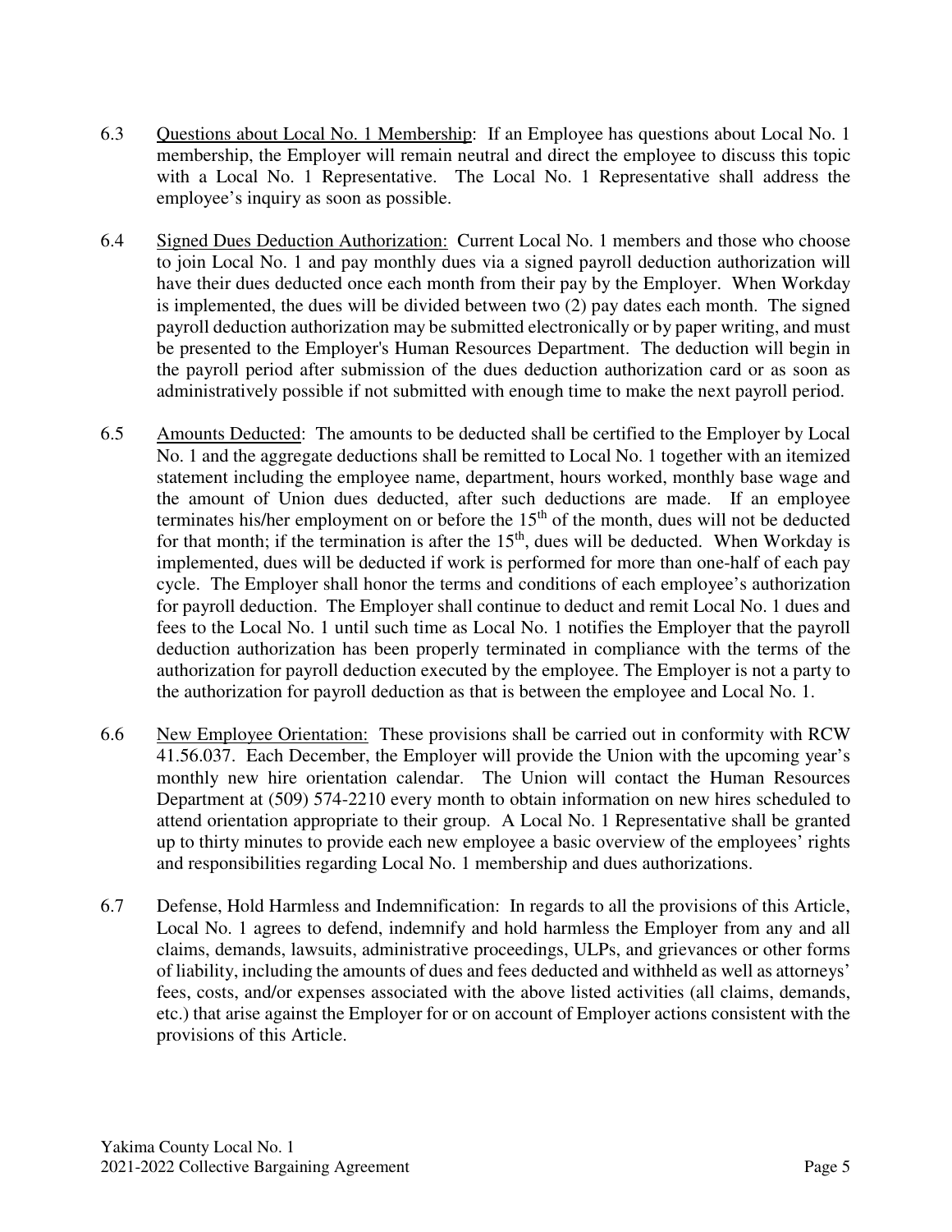6.3 Questions about Local No. 1 Membership: If an Employee has questions about Local No. 1 membership, the Employer will remain neutral and direct the employee to discuss this topic with a Local No. 1 Representative. The Local No. 1 Representative shall address the employee's inquiry as soon as possible.

6.4 Signed Dues Deduction Authorization: Current Local No. 1 members and those who choose to join Local No. 1 and pay monthly dues via a signed payroll deduction authorization will have their dues deducted once each month from their pay by the Employer. When Workday is implemented, the dues will be divided between two (2) pay dates each month. The signed payroll deduction authorization may be submitted electronically or by paper writing, and must be presented to the Employer's Human Resources Department. The deduction will begin in the payroll period after submission of the dues deduction authorization card or as soon as administratively possible if not submitted with enough time to make the next payroll period.

6.5 Amounts Deducted: The amounts to be deducted shall be certified to the Employer by Local No. 1 and the aggregate deductions shall be remitted to Local No. 1 together with an itemized statement including the employee name, department, hours worked, monthly base wage and the amount of Union dues deducted, after such deductions are made. If an employee terminates his/her employment on or before the 15th of the month, dues will not be deducted for that month; if the termination is after the 15th, dues will be deducted. When Workday is implemented, dues will be deducted if work is performed for more than one-half of each pay cycle. The Employer shall honor the terms and conditions of each employee's authorization for payroll deduction. The Employer shall continue to deduct and remit Local No. 1 dues and fees to the Local No. 1 until such time as Local No. 1 notifies the Employer that the payroll deduction authorization has been properly terminated in compliance with the terms of the authorization for payroll deduction executed by the employee. The Employer is not a party to the authorization for payroll deduction as that is between the employee and Local No. 1.

6.6 New Employee Orientation: These provisions shall be carried out in conformity with RCW 41.56.037. Each December, the Employer will provide the Union with the upcoming year's monthly new hire orientation calendar. The Union will contact the Human Resources Department at (509) 574-2210 every month to obtain information on new hires scheduled to attend orientation appropriate to their group. A Local No. 1 Representative shall be granted up to thirty minutes to provide each new employee a basic overview of the employees' rights and responsibilities regarding Local No. 1 membership and dues authorizations.

6.7 Defense, Hold Harmless and Indemnification: In regards to all the provisions of this Article, Local No. 1 agrees to defend, indemnify and hold harmless the Employer from any and all claims, demands, lawsuits, administrative proceedings, ULPs, and grievances or other forms of liability, including the amounts of dues and fees deducted and withheld as well as attorneys' fees, costs, and/or expenses associated with the above listed activities (all claims, demands, etc.) that arise against the Employer for or on account of Employer actions consistent with the provisions of this Article.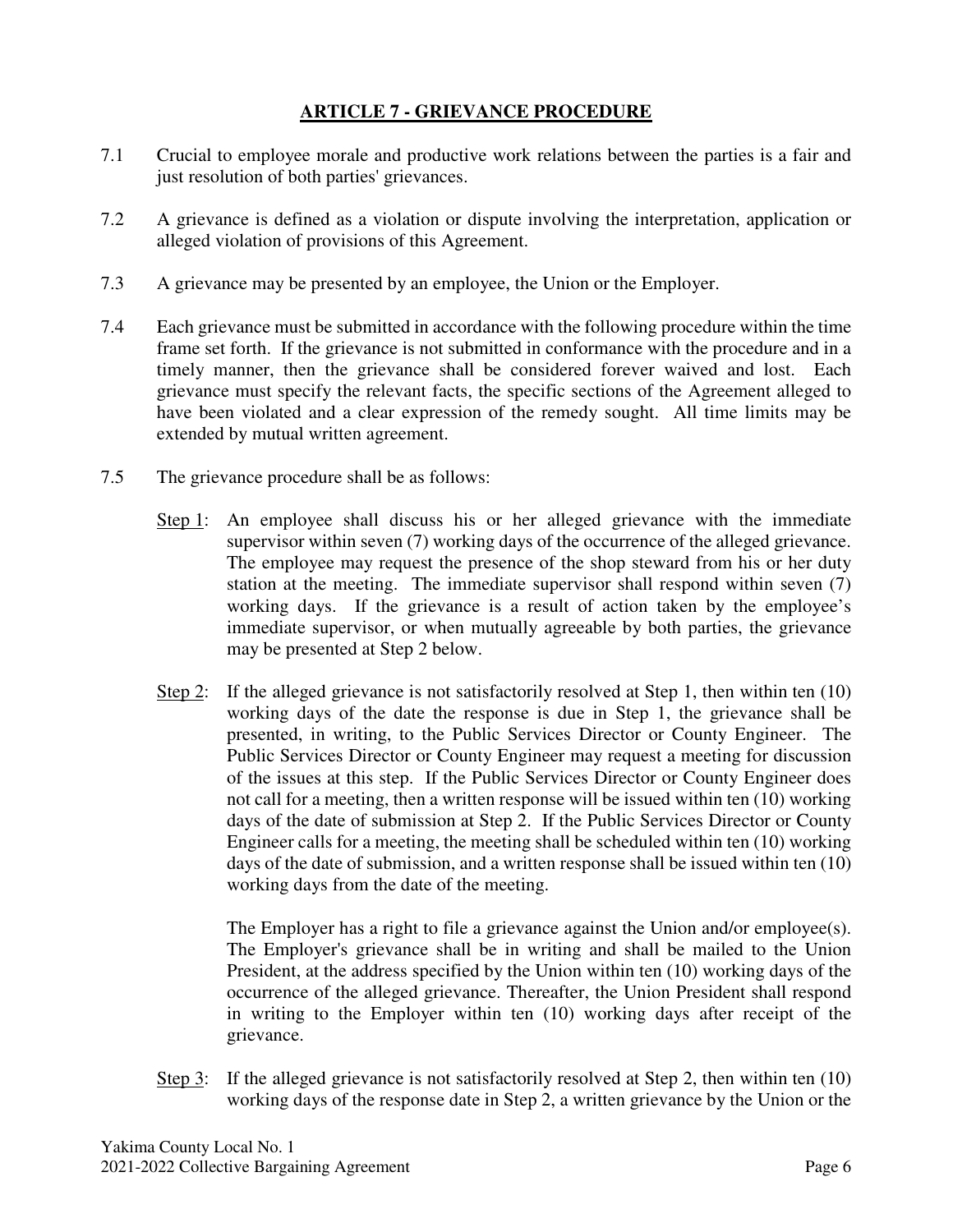## ARTICLE 7 - GRIEVANCE PROCEDURE

7.1 Crucial to employee morale and productive work relations between the parties is a fair and just resolution of both parties' grievances.

7.2 A grievance is defined as a violation or dispute involving the interpretation, application or alleged violation of provisions of this Agreement.

7.3 A grievance may be presented by an employee, the Union or the Employer.

7.4 Each grievance must be submitted in accordance with the following procedure within the time frame set forth. If the grievance is not submitted in conformance with the procedure and in a timely manner, then the grievance shall be considered forever waived and lost. Each grievance must specify the relevant facts, the specific sections of the Agreement alleged to have been violated and a clear expression of the remedy sought. All time limits may be extended by mutual written agreement.

7.5 The grievance procedure shall be as follows:

Step 1: An employee shall discuss his or her alleged grievance with the immediate supervisor within seven (7) working days of the occurrence of the alleged grievance. The employee may request the presence of the shop steward from his or her duty station at the meeting. The immediate supervisor shall respond within seven (7) working days. If the grievance is a result of action taken by the employee's immediate supervisor, or when mutually agreeable by both parties, the grievance may be presented at Step 2 below.

Step 2: If the alleged grievance is not satisfactorily resolved at Step 1, then within ten (10) working days of the date the response is due in Step 1, the grievance shall be presented, in writing, to the Public Services Director or County Engineer. The Public Services Director or County Engineer may request a meeting for discussion of the issues at this step. If the Public Services Director or County Engineer does not call for a meeting, then a written response will be issued within ten (10) working days of the date of submission at Step 2. If the Public Services Director or County Engineer calls for a meeting, the meeting shall be scheduled within ten (10) working days of the date of submission, and a written response shall be issued within ten (10) working days from the date of the meeting.

The Employer has a right to file a grievance against the Union and/or employee(s). The Employer's grievance shall be in writing and shall be mailed to the Union President, at the address specified by the Union within ten (10) working days of the occurrence of the alleged grievance. Thereafter, the Union President shall respond in writing to the Employer within ten (10) working days after receipt of the grievance.

Step 3: If the alleged grievance is not satisfactorily resolved at Step 2, then within ten (10) working days of the response date in Step 2, a written grievance by the Union or the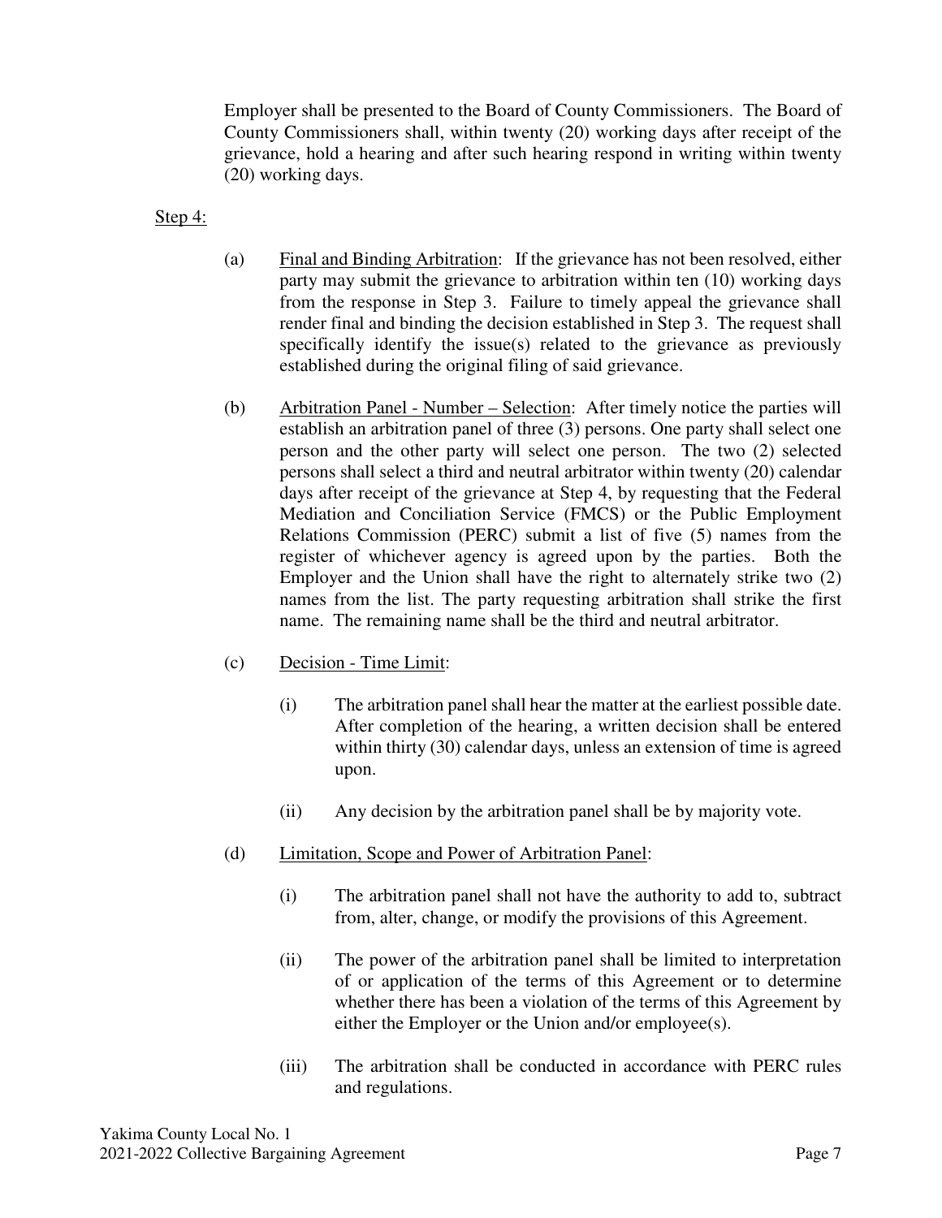Employer shall be presented to the Board of County Commissioners. The Board of County Commissioners shall, within twenty (20) working days after receipt of the grievance, hold a hearing and after such hearing respond in writing within twenty (20) working days.

<u>Step 4:</u>

(a) <u>Final and Binding Arbitration</u>: If the grievance has not been resolved, either party may submit the grievance to arbitration within ten (10) working days from the response in Step 3. Failure to timely appeal the grievance shall render final and binding the decision established in Step 3. The request shall specifically identify the issue(s) related to the grievance as previously established during the original filing of said grievance.

(b) <u>Arbitration Panel - Number – Selection</u>: After timely notice the parties will establish an arbitration panel of three (3) persons. One party shall select one person and the other party will select one person. The two (2) selected persons shall select a third and neutral arbitrator within twenty (20) calendar days after receipt of the grievance at Step 4, by requesting that the Federal Mediation and Conciliation Service (FMCS) or the Public Employment Relations Commission (PERC) submit a list of five (5) names from the register of whichever agency is agreed upon by the parties. Both the Employer and the Union shall have the right to alternately strike two (2) names from the list. The party requesting arbitration shall strike the first name. The remaining name shall be the third and neutral arbitrator.

(c) <u>Decision - Time Limit</u>:

(i) The arbitration panel shall hear the matter at the earliest possible date. After completion of the hearing, a written decision shall be entered within thirty (30) calendar days, unless an extension of time is agreed upon.

(ii) Any decision by the arbitration panel shall be by majority vote.

(d) <u>Limitation, Scope and Power of Arbitration Panel</u>:

(i) The arbitration panel shall not have the authority to add to, subtract from, alter, change, or modify the provisions of this Agreement.

(ii) The power of the arbitration panel shall be limited to interpretation of or application of the terms of this Agreement or to determine whether there has been a violation of the terms of this Agreement by either the Employer or the Union and/or employee(s).

(iii) The arbitration shall be conducted in accordance with PERC rules and regulations.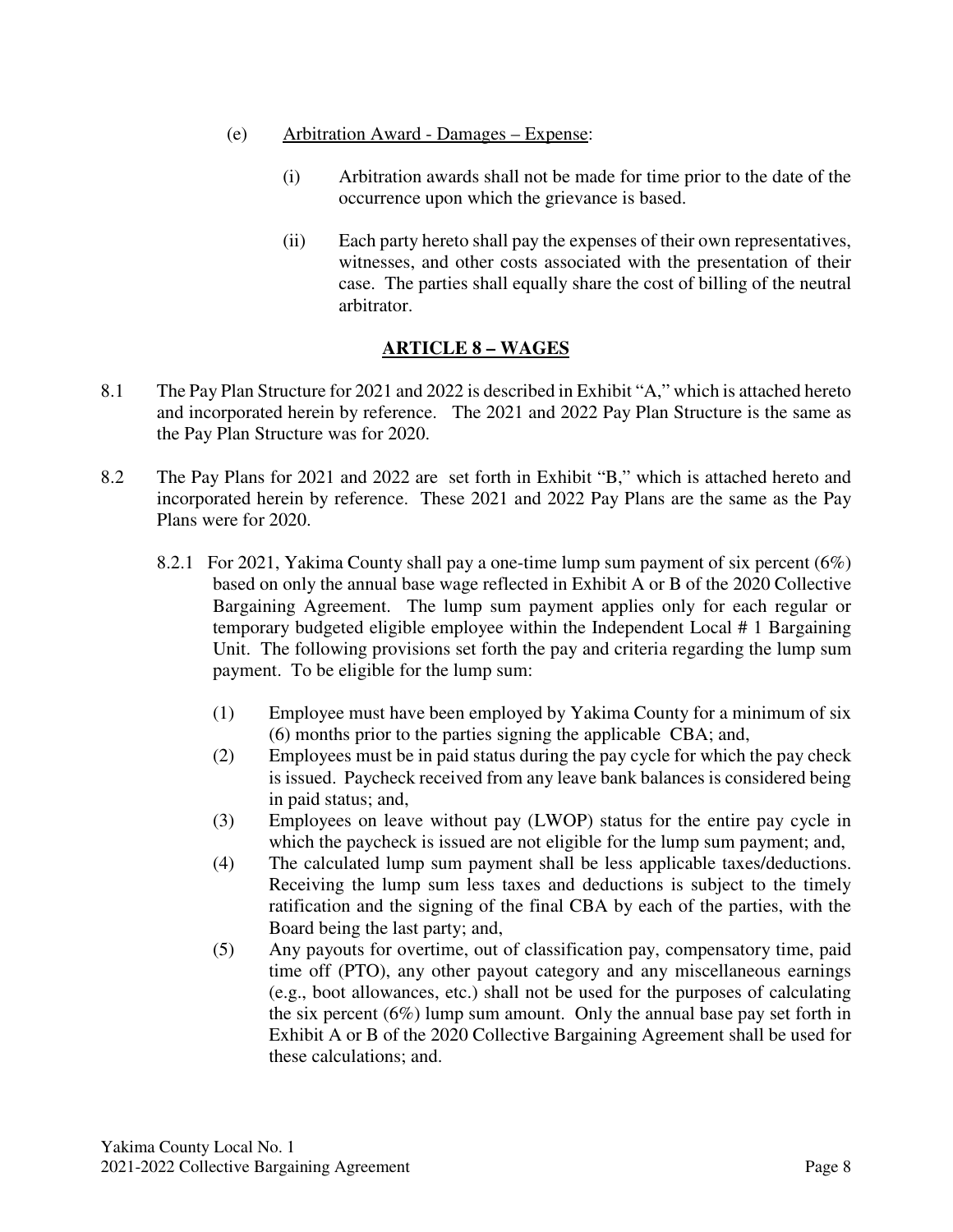(e) Arbitration Award - Damages – Expense:

(i) Arbitration awards shall not be made for time prior to the date of the occurrence upon which the grievance is based.

(ii) Each party hereto shall pay the expenses of their own representatives, witnesses, and other costs associated with the presentation of their case. The parties shall equally share the cost of billing of the neutral arbitrator.

## ARTICLE 8 – WAGES

8.1 The Pay Plan Structure for 2021 and 2022 is described in Exhibit "A," which is attached hereto and incorporated herein by reference. The 2021 and 2022 Pay Plan Structure is the same as the Pay Plan Structure was for 2020.

8.2 The Pay Plans for 2021 and 2022 are set forth in Exhibit "B," which is attached hereto and incorporated herein by reference. These 2021 and 2022 Pay Plans are the same as the Pay Plans were for 2020.

8.2.1 For 2021, Yakima County shall pay a one-time lump sum payment of six percent (6%) based on only the annual base wage reflected in Exhibit A or B of the 2020 Collective Bargaining Agreement. The lump sum payment applies only for each regular or temporary budgeted eligible employee within the Independent Local # 1 Bargaining Unit. The following provisions set forth the pay and criteria regarding the lump sum payment. To be eligible for the lump sum:

(1) Employee must have been employed by Yakima County for a minimum of six (6) months prior to the parties signing the applicable CBA; and,

(2) Employees must be in paid status during the pay cycle for which the pay check is issued. Paycheck received from any leave bank balances is considered being in paid status; and,

(3) Employees on leave without pay (LWOP) status for the entire pay cycle in which the paycheck is issued are not eligible for the lump sum payment; and,

(4) The calculated lump sum payment shall be less applicable taxes/deductions. Receiving the lump sum less taxes and deductions is subject to the timely ratification and the signing of the final CBA by each of the parties, with the Board being the last party; and,

(5) Any payouts for overtime, out of classification pay, compensatory time, paid time off (PTO), any other payout category and any miscellaneous earnings (e.g., boot allowances, etc.) shall not be used for the purposes of calculating the six percent (6%) lump sum amount. Only the annual base pay set forth in Exhibit A or B of the 2020 Collective Bargaining Agreement shall be used for these calculations; and.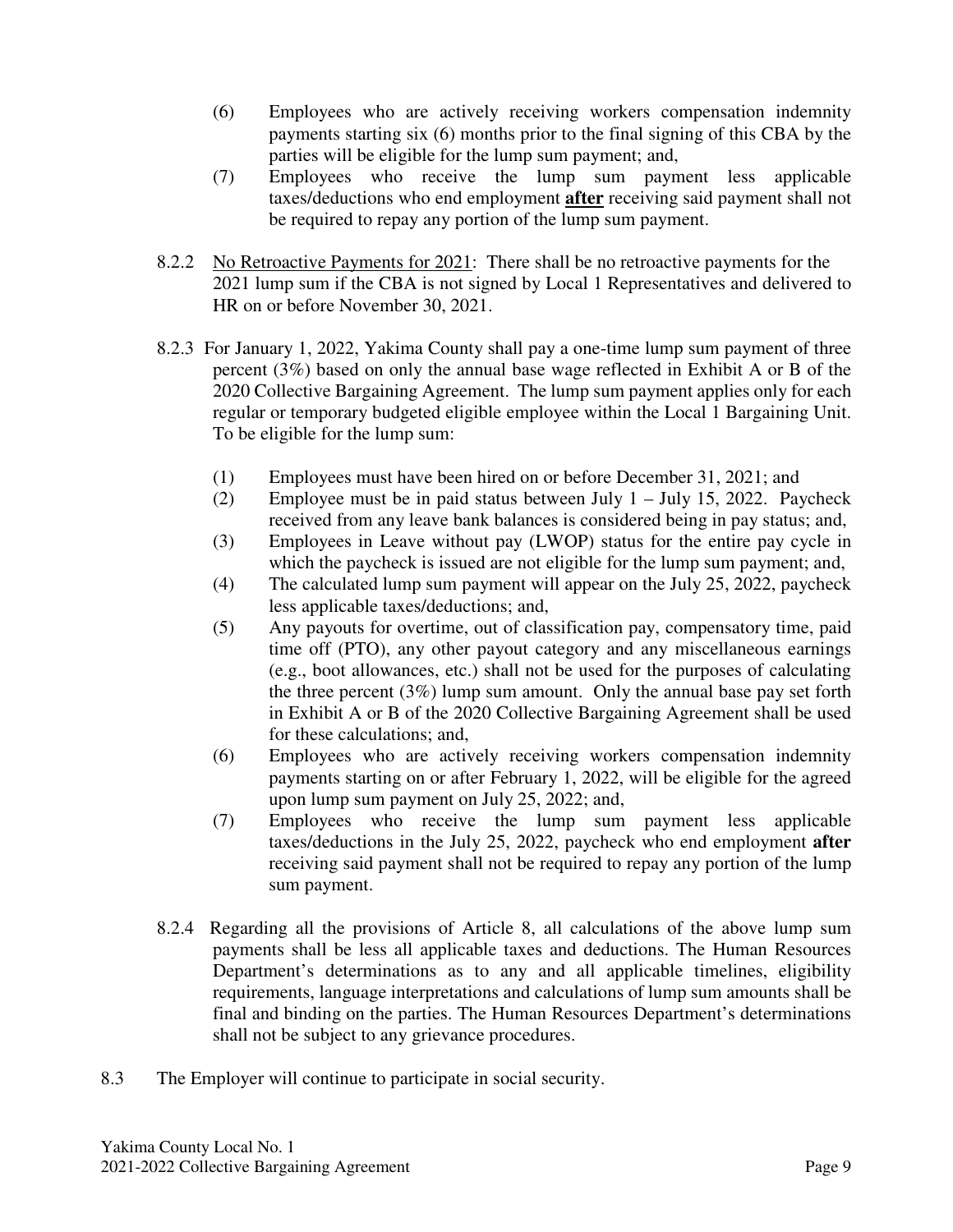(6) Employees who are actively receiving workers compensation indemnity payments starting six (6) months prior to the final signing of this CBA by the parties will be eligible for the lump sum payment; and,

(7) Employees who receive the lump sum payment less applicable taxes/deductions who end employment **after** receiving said payment shall not be required to repay any portion of the lump sum payment.

8.2.2 No Retroactive Payments for 2021: There shall be no retroactive payments for the 2021 lump sum if the CBA is not signed by Local 1 Representatives and delivered to HR on or before November 30, 2021.

8.2.3 For January 1, 2022, Yakima County shall pay a one-time lump sum payment of three percent (3%) based on only the annual base wage reflected in Exhibit A or B of the 2020 Collective Bargaining Agreement. The lump sum payment applies only for each regular or temporary budgeted eligible employee within the Local 1 Bargaining Unit. To be eligible for the lump sum:

(1) Employees must have been hired on or before December 31, 2021; and

(2) Employee must be in paid status between July 1 – July 15, 2022. Paycheck received from any leave bank balances is considered being in pay status; and,

(3) Employees in Leave without pay (LWOP) status for the entire pay cycle in which the paycheck is issued are not eligible for the lump sum payment; and,

(4) The calculated lump sum payment will appear on the July 25, 2022, paycheck less applicable taxes/deductions; and,

(5) Any payouts for overtime, out of classification pay, compensatory time, paid time off (PTO), any other payout category and any miscellaneous earnings (e.g., boot allowances, etc.) shall not be used for the purposes of calculating the three percent (3%) lump sum amount. Only the annual base pay set forth in Exhibit A or B of the 2020 Collective Bargaining Agreement shall be used for these calculations; and,

(6) Employees who are actively receiving workers compensation indemnity payments starting on or after February 1, 2022, will be eligible for the agreed upon lump sum payment on July 25, 2022; and,

(7) Employees who receive the lump sum payment less applicable taxes/deductions in the July 25, 2022, paycheck who end employment **after** receiving said payment shall not be required to repay any portion of the lump sum payment.

8.2.4 Regarding all the provisions of Article 8, all calculations of the above lump sum payments shall be less all applicable taxes and deductions. The Human Resources Department's determinations as to any and all applicable timelines, eligibility requirements, language interpretations and calculations of lump sum amounts shall be final and binding on the parties. The Human Resources Department's determinations shall not be subject to any grievance procedures.

8.3 The Employer will continue to participate in social security.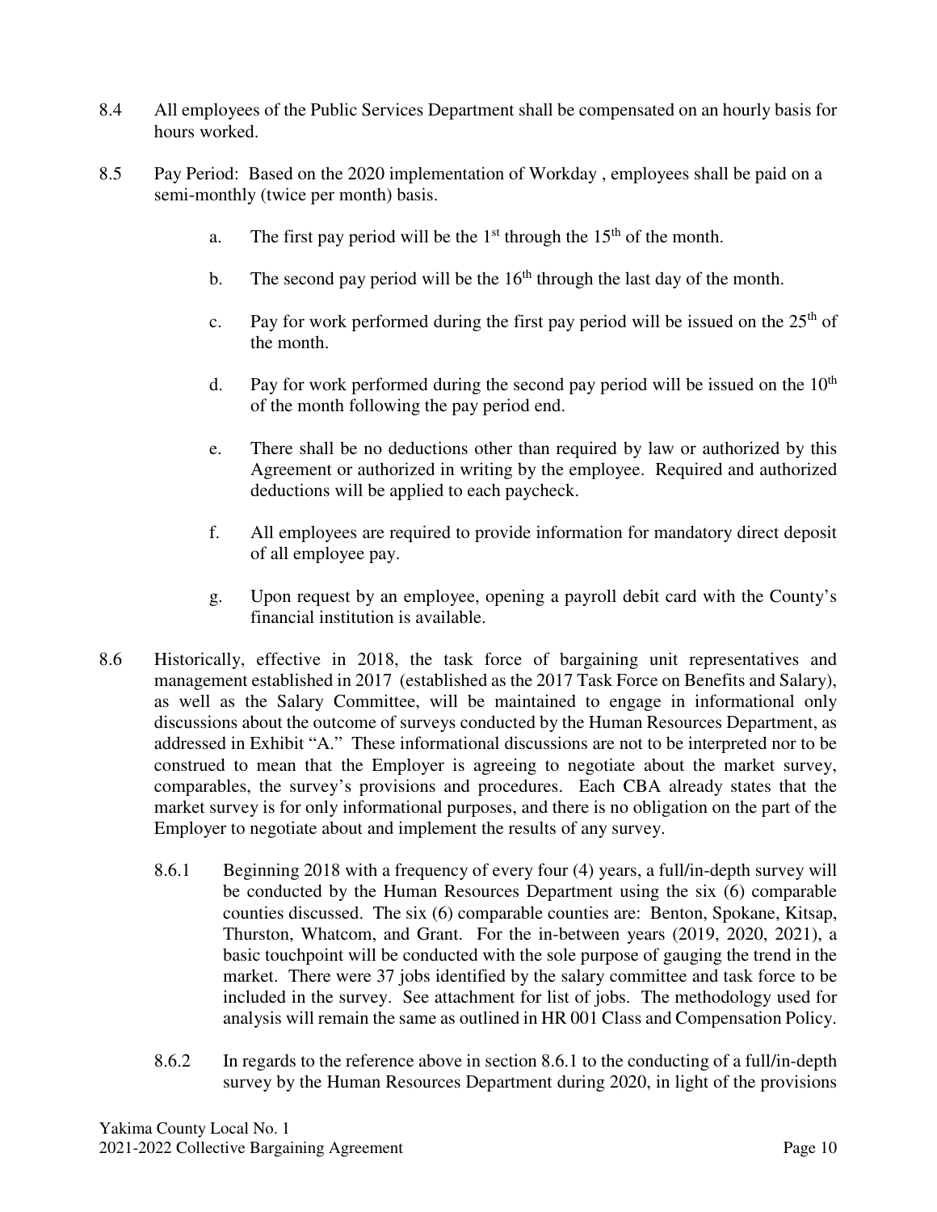8.4 All employees of the Public Services Department shall be compensated on an hourly basis for hours worked.

8.5 Pay Period: Based on the 2020 implementation of Workday , employees shall be paid on a semi-monthly (twice per month) basis.

a. The first pay period will be the 1st through the 15th of the month.

b. The second pay period will be the 16th through the last day of the month.

c. Pay for work performed during the first pay period will be issued on the 25th of the month.

d. Pay for work performed during the second pay period will be issued on the 10th of the month following the pay period end.

e. There shall be no deductions other than required by law or authorized by this Agreement or authorized in writing by the employee. Required and authorized deductions will be applied to each paycheck.

f. All employees are required to provide information for mandatory direct deposit of all employee pay.

g. Upon request by an employee, opening a payroll debit card with the County's financial institution is available.

8.6 Historically, effective in 2018, the task force of bargaining unit representatives and management established in 2017 (established as the 2017 Task Force on Benefits and Salary), as well as the Salary Committee, will be maintained to engage in informational only discussions about the outcome of surveys conducted by the Human Resources Department, as addressed in Exhibit "A." These informational discussions are not to be interpreted nor to be construed to mean that the Employer is agreeing to negotiate about the market survey, comparables, the survey's provisions and procedures. Each CBA already states that the market survey is for only informational purposes, and there is no obligation on the part of the Employer to negotiate about and implement the results of any survey.

8.6.1 Beginning 2018 with a frequency of every four (4) years, a full/in-depth survey will be conducted by the Human Resources Department using the six (6) comparable counties discussed. The six (6) comparable counties are: Benton, Spokane, Kitsap, Thurston, Whatcom, and Grant. For the in-between years (2019, 2020, 2021), a basic touchpoint will be conducted with the sole purpose of gauging the trend in the market. There were 37 jobs identified by the salary committee and task force to be included in the survey. See attachment for list of jobs. The methodology used for analysis will remain the same as outlined in HR 001 Class and Compensation Policy.

8.6.2 In regards to the reference above in section 8.6.1 to the conducting of a full/in-depth survey by the Human Resources Department during 2020, in light of the provisions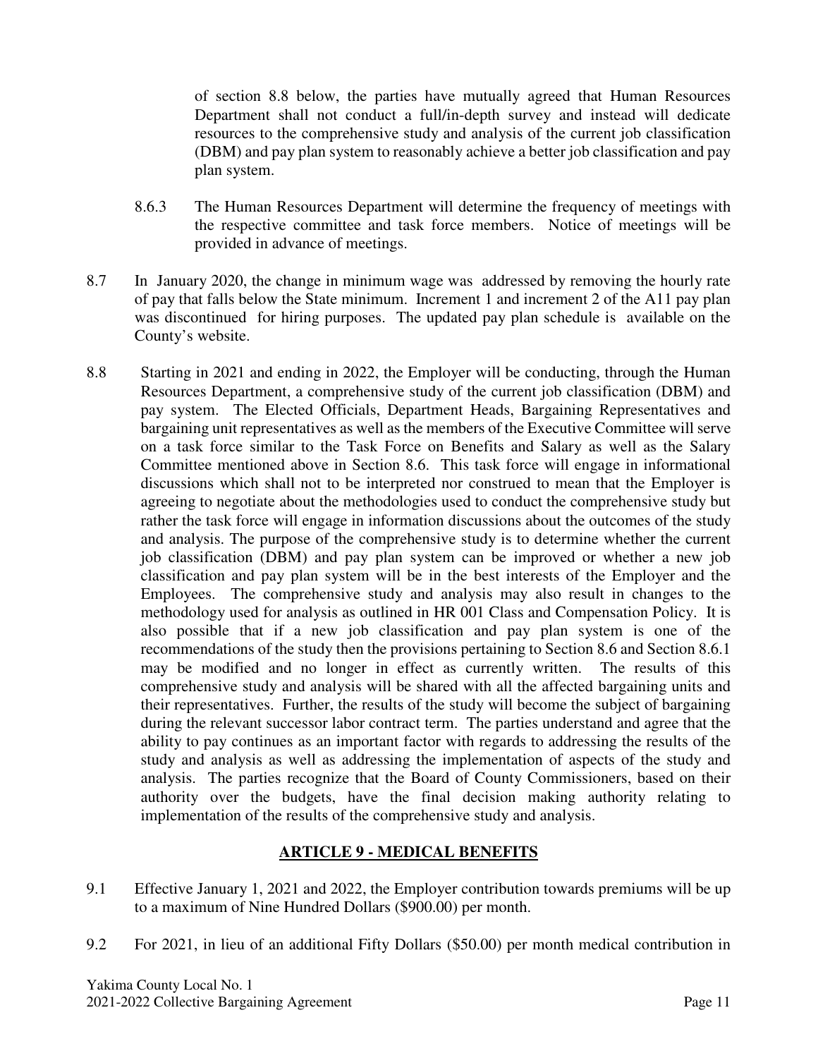of section 8.8 below, the parties have mutually agreed that Human Resources Department shall not conduct a full/in-depth survey and instead will dedicate resources to the comprehensive study and analysis of the current job classification (DBM) and pay plan system to reasonably achieve a better job classification and pay plan system.

8.6.3 The Human Resources Department will determine the frequency of meetings with the respective committee and task force members. Notice of meetings will be provided in advance of meetings.

8.7 In January 2020, the change in minimum wage was addressed by removing the hourly rate of pay that falls below the State minimum. Increment 1 and increment 2 of the A11 pay plan was discontinued for hiring purposes. The updated pay plan schedule is available on the County's website.

8.8 Starting in 2021 and ending in 2022, the Employer will be conducting, through the Human Resources Department, a comprehensive study of the current job classification (DBM) and pay system. The Elected Officials, Department Heads, Bargaining Representatives and bargaining unit representatives as well as the members of the Executive Committee will serve on a task force similar to the Task Force on Benefits and Salary as well as the Salary Committee mentioned above in Section 8.6. This task force will engage in informational discussions which shall not to be interpreted nor construed to mean that the Employer is agreeing to negotiate about the methodologies used to conduct the comprehensive study but rather the task force will engage in information discussions about the outcomes of the study and analysis. The purpose of the comprehensive study is to determine whether the current job classification (DBM) and pay plan system can be improved or whether a new job classification and pay plan system will be in the best interests of the Employer and the Employees. The comprehensive study and analysis may also result in changes to the methodology used for analysis as outlined in HR 001 Class and Compensation Policy. It is also possible that if a new job classification and pay plan system is one of the recommendations of the study then the provisions pertaining to Section 8.6 and Section 8.6.1 may be modified and no longer in effect as currently written. The results of this comprehensive study and analysis will be shared with all the affected bargaining units and their representatives. Further, the results of the study will become the subject of bargaining during the relevant successor labor contract term. The parties understand and agree that the ability to pay continues as an important factor with regards to addressing the results of the study and analysis as well as addressing the implementation of aspects of the study and analysis. The parties recognize that the Board of County Commissioners, based on their authority over the budgets, have the final decision making authority relating to implementation of the results of the comprehensive study and analysis.

## ARTICLE 9 - MEDICAL BENEFITS

9.1 Effective January 1, 2021 and 2022, the Employer contribution towards premiums will be up to a maximum of Nine Hundred Dollars ($900.00) per month.

9.2 For 2021, in lieu of an additional Fifty Dollars ($50.00) per month medical contribution in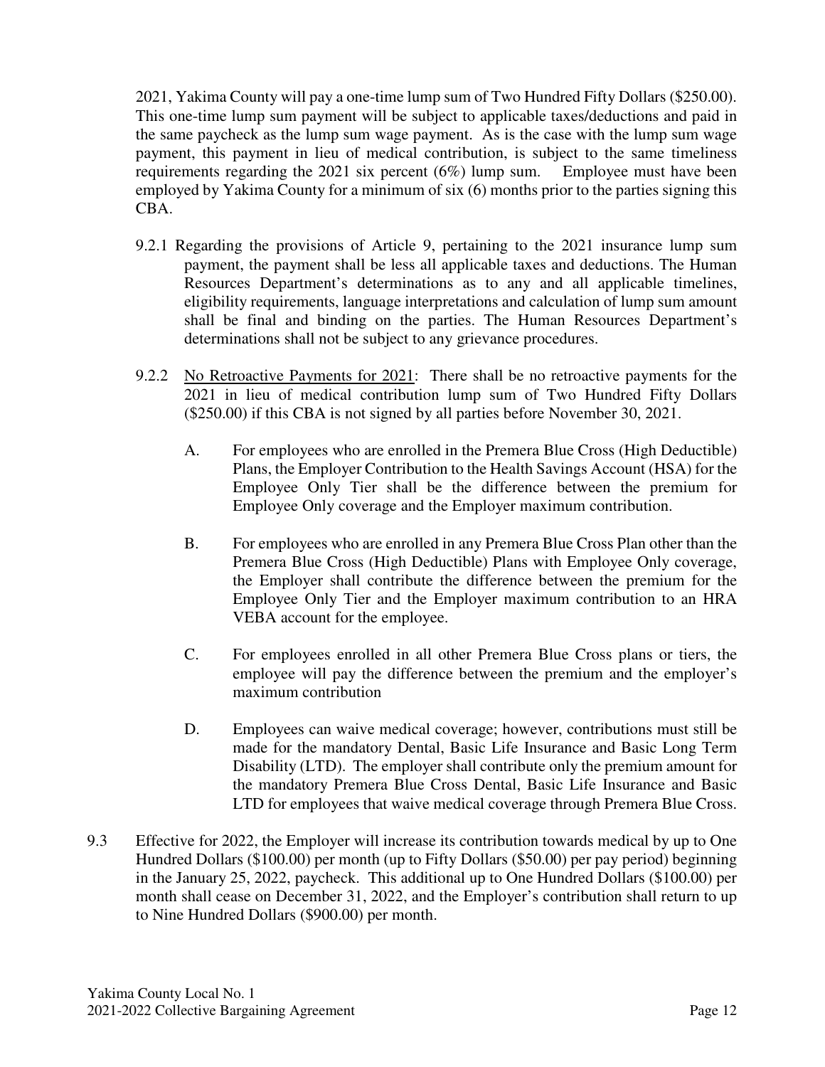2021, Yakima County will pay a one-time lump sum of Two Hundred Fifty Dollars ($250.00). This one-time lump sum payment will be subject to applicable taxes/deductions and paid in the same paycheck as the lump sum wage payment. As is the case with the lump sum wage payment, this payment in lieu of medical contribution, is subject to the same timeliness requirements regarding the 2021 six percent (6%) lump sum. Employee must have been employed by Yakima County for a minimum of six (6) months prior to the parties signing this CBA.

9.2.1 Regarding the provisions of Article 9, pertaining to the 2021 insurance lump sum payment, the payment shall be less all applicable taxes and deductions. The Human Resources Department's determinations as to any and all applicable timelines, eligibility requirements, language interpretations and calculation of lump sum amount shall be final and binding on the parties. The Human Resources Department's determinations shall not be subject to any grievance procedures.

9.2.2 No Retroactive Payments for 2021: There shall be no retroactive payments for the 2021 in lieu of medical contribution lump sum of Two Hundred Fifty Dollars ($250.00) if this CBA is not signed by all parties before November 30, 2021.

A. For employees who are enrolled in the Premera Blue Cross (High Deductible) Plans, the Employer Contribution to the Health Savings Account (HSA) for the Employee Only Tier shall be the difference between the premium for Employee Only coverage and the Employer maximum contribution.

B. For employees who are enrolled in any Premera Blue Cross Plan other than the Premera Blue Cross (High Deductible) Plans with Employee Only coverage, the Employer shall contribute the difference between the premium for the Employee Only Tier and the Employer maximum contribution to an HRA VEBA account for the employee.

C. For employees enrolled in all other Premera Blue Cross plans or tiers, the employee will pay the difference between the premium and the employer's maximum contribution

D. Employees can waive medical coverage; however, contributions must still be made for the mandatory Dental, Basic Life Insurance and Basic Long Term Disability (LTD). The employer shall contribute only the premium amount for the mandatory Premera Blue Cross Dental, Basic Life Insurance and Basic LTD for employees that waive medical coverage through Premera Blue Cross.

9.3 Effective for 2022, the Employer will increase its contribution towards medical by up to One Hundred Dollars ($100.00) per month (up to Fifty Dollars ($50.00) per pay period) beginning in the January 25, 2022, paycheck. This additional up to One Hundred Dollars ($100.00) per month shall cease on December 31, 2022, and the Employer's contribution shall return to up to Nine Hundred Dollars ($900.00) per month.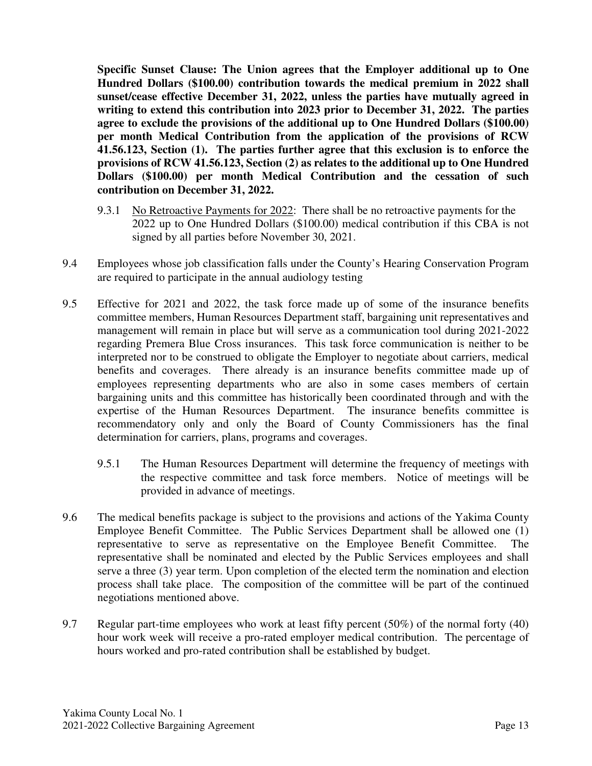**Specific Sunset Clause: The Union agrees that the Employer additional up to One Hundred Dollars ($100.00) contribution towards the medical premium in 2022 shall sunset/cease effective December 31, 2022, unless the parties have mutually agreed in writing to extend this contribution into 2023 prior to December 31, 2022. The parties agree to exclude the provisions of the additional up to One Hundred Dollars ($100.00) per month Medical Contribution from the application of the provisions of RCW 41.56.123, Section (1). The parties further agree that this exclusion is to enforce the provisions of RCW 41.56.123, Section (2) as relates to the additional up to One Hundred Dollars ($100.00) per month Medical Contribution and the cessation of such contribution on December 31, 2022.**

9.3.1 No Retroactive Payments for 2022: There shall be no retroactive payments for the 2022 up to One Hundred Dollars ($100.00) medical contribution if this CBA is not signed by all parties before November 30, 2021.

9.4 Employees whose job classification falls under the County's Hearing Conservation Program are required to participate in the annual audiology testing

9.5 Effective for 2021 and 2022, the task force made up of some of the insurance benefits committee members, Human Resources Department staff, bargaining unit representatives and management will remain in place but will serve as a communication tool during 2021-2022 regarding Premera Blue Cross insurances. This task force communication is neither to be interpreted nor to be construed to obligate the Employer to negotiate about carriers, medical benefits and coverages. There already is an insurance benefits committee made up of employees representing departments who are also in some cases members of certain bargaining units and this committee has historically been coordinated through and with the expertise of the Human Resources Department. The insurance benefits committee is recommendatory only and only the Board of County Commissioners has the final determination for carriers, plans, programs and coverages.

9.5.1 The Human Resources Department will determine the frequency of meetings with the respective committee and task force members. Notice of meetings will be provided in advance of meetings.

9.6 The medical benefits package is subject to the provisions and actions of the Yakima County Employee Benefit Committee. The Public Services Department shall be allowed one (1) representative to serve as representative on the Employee Benefit Committee. The representative shall be nominated and elected by the Public Services employees and shall serve a three (3) year term. Upon completion of the elected term the nomination and election process shall take place. The composition of the committee will be part of the continued negotiations mentioned above.

9.7 Regular part-time employees who work at least fifty percent (50%) of the normal forty (40) hour work week will receive a pro-rated employer medical contribution. The percentage of hours worked and pro-rated contribution shall be established by budget.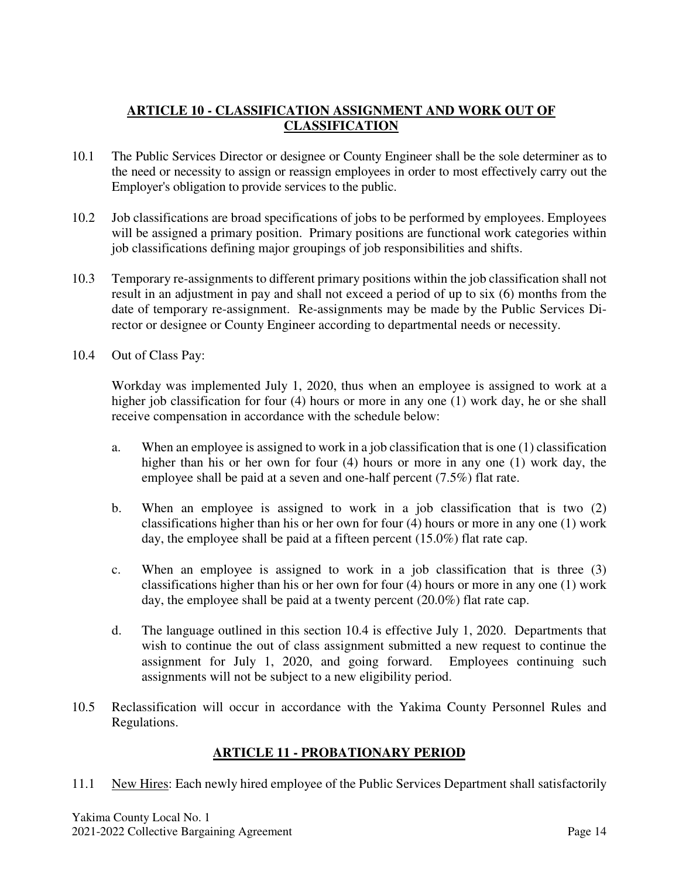## ARTICLE 10 - CLASSIFICATION ASSIGNMENT AND WORK OUT OF CLASSIFICATION

10.1 The Public Services Director or designee or County Engineer shall be the sole determiner as to the need or necessity to assign or reassign employees in order to most effectively carry out the Employer's obligation to provide services to the public.

10.2 Job classifications are broad specifications of jobs to be performed by employees. Employees will be assigned a primary position. Primary positions are functional work categories within job classifications defining major groupings of job responsibilities and shifts.

10.3 Temporary re-assignments to different primary positions within the job classification shall not result in an adjustment in pay and shall not exceed a period of up to six (6) months from the date of temporary re-assignment. Re-assignments may be made by the Public Services Director or designee or County Engineer according to departmental needs or necessity.

10.4 Out of Class Pay:

Workday was implemented July 1, 2020, thus when an employee is assigned to work at a higher job classification for four (4) hours or more in any one (1) work day, he or she shall receive compensation in accordance with the schedule below:

a. When an employee is assigned to work in a job classification that is one (1) classification higher than his or her own for four (4) hours or more in any one (1) work day, the employee shall be paid at a seven and one-half percent (7.5%) flat rate.

b. When an employee is assigned to work in a job classification that is two (2) classifications higher than his or her own for four (4) hours or more in any one (1) work day, the employee shall be paid at a fifteen percent (15.0%) flat rate cap.

c. When an employee is assigned to work in a job classification that is three (3) classifications higher than his or her own for four (4) hours or more in any one (1) work day, the employee shall be paid at a twenty percent (20.0%) flat rate cap.

d. The language outlined in this section 10.4 is effective July 1, 2020. Departments that wish to continue the out of class assignment submitted a new request to continue the assignment for July 1, 2020, and going forward. Employees continuing such assignments will not be subject to a new eligibility period.

10.5 Reclassification will occur in accordance with the Yakima County Personnel Rules and Regulations.

## ARTICLE 11 - PROBATIONARY PERIOD

11.1 New Hires: Each newly hired employee of the Public Services Department shall satisfactorily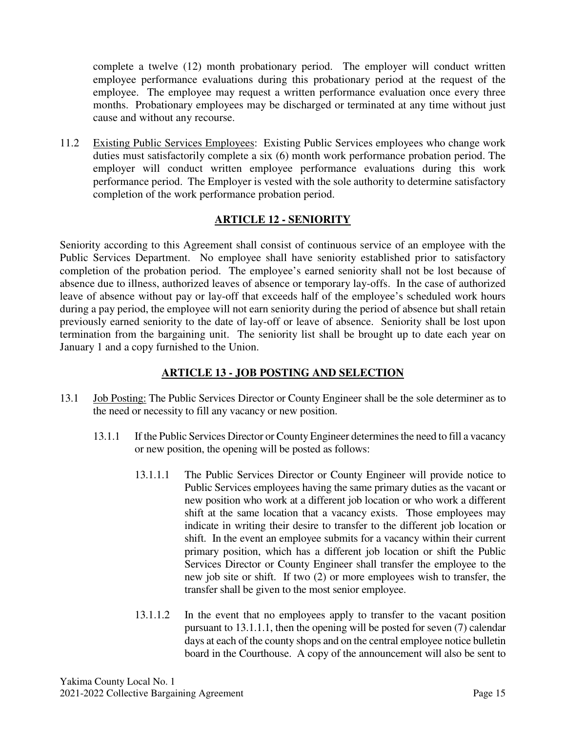complete a twelve (12) month probationary period. The employer will conduct written employee performance evaluations during this probationary period at the request of the employee. The employee may request a written performance evaluation once every three months. Probationary employees may be discharged or terminated at any time without just cause and without any recourse.

11.2 Existing Public Services Employees: Existing Public Services employees who change work duties must satisfactorily complete a six (6) month work performance probation period. The employer will conduct written employee performance evaluations during this work performance period. The Employer is vested with the sole authority to determine satisfactory completion of the work performance probation period.

## ARTICLE 12 - SENIORITY

Seniority according to this Agreement shall consist of continuous service of an employee with the Public Services Department. No employee shall have seniority established prior to satisfactory completion of the probation period. The employee's earned seniority shall not be lost because of absence due to illness, authorized leaves of absence or temporary lay-offs. In the case of authorized leave of absence without pay or lay-off that exceeds half of the employee's scheduled work hours during a pay period, the employee will not earn seniority during the period of absence but shall retain previously earned seniority to the date of lay-off or leave of absence. Seniority shall be lost upon termination from the bargaining unit. The seniority list shall be brought up to date each year on January 1 and a copy furnished to the Union.

## ARTICLE 13 - JOB POSTING AND SELECTION

13.1 Job Posting: The Public Services Director or County Engineer shall be the sole determiner as to the need or necessity to fill any vacancy or new position.

13.1.1 If the Public Services Director or County Engineer determines the need to fill a vacancy or new position, the opening will be posted as follows:

13.1.1.1 The Public Services Director or County Engineer will provide notice to Public Services employees having the same primary duties as the vacant or new position who work at a different job location or who work a different shift at the same location that a vacancy exists. Those employees may indicate in writing their desire to transfer to the different job location or shift. In the event an employee submits for a vacancy within their current primary position, which has a different job location or shift the Public Services Director or County Engineer shall transfer the employee to the new job site or shift. If two (2) or more employees wish to transfer, the transfer shall be given to the most senior employee.

13.1.1.2 In the event that no employees apply to transfer to the vacant position pursuant to 13.1.1.1, then the opening will be posted for seven (7) calendar days at each of the county shops and on the central employee notice bulletin board in the Courthouse. A copy of the announcement will also be sent to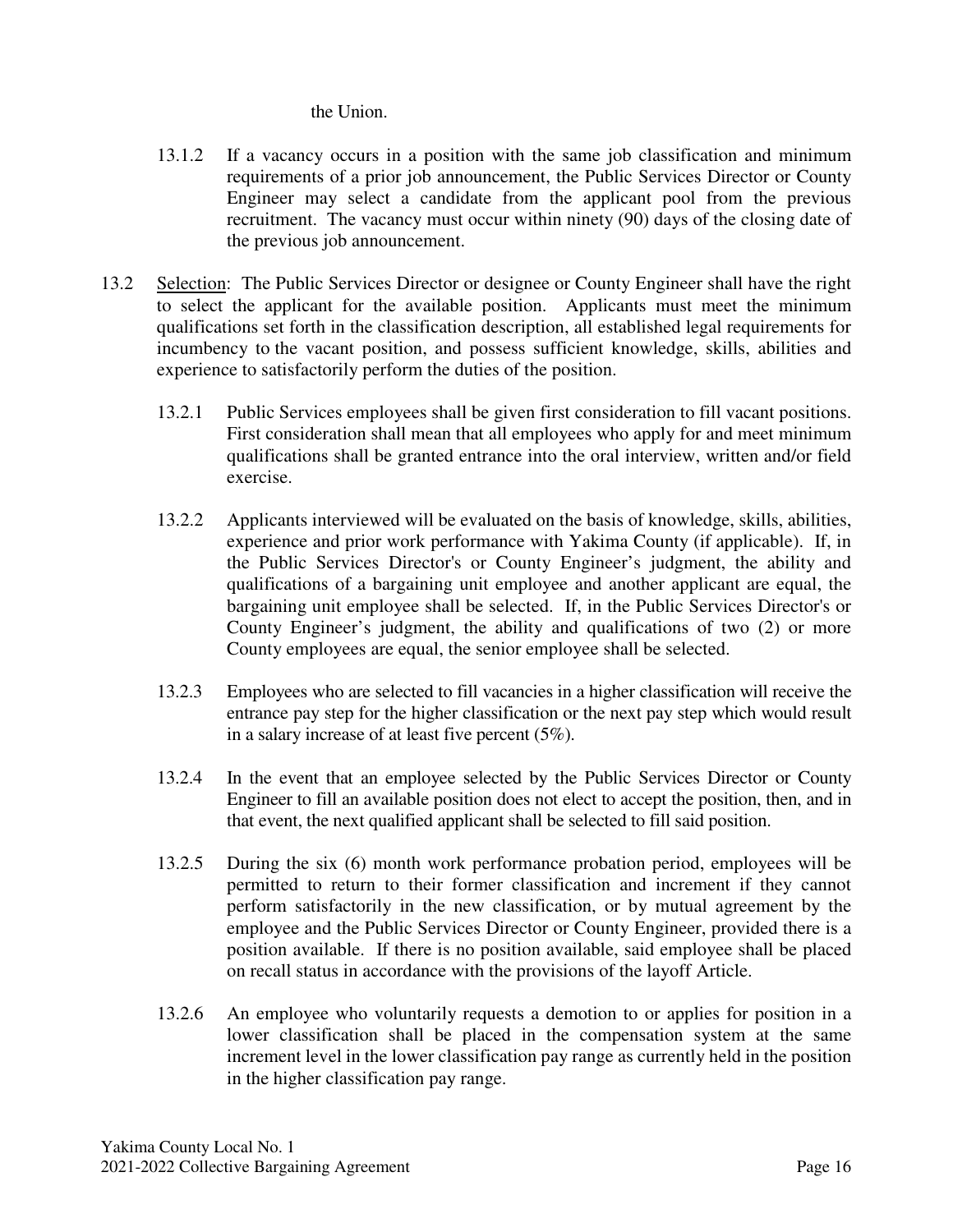the Union.

13.1.2 If a vacancy occurs in a position with the same job classification and minimum requirements of a prior job announcement, the Public Services Director or County Engineer may select a candidate from the applicant pool from the previous recruitment. The vacancy must occur within ninety (90) days of the closing date of the previous job announcement.

13.2 Selection: The Public Services Director or designee or County Engineer shall have the right to select the applicant for the available position. Applicants must meet the minimum qualifications set forth in the classification description, all established legal requirements for incumbency to the vacant position, and possess sufficient knowledge, skills, abilities and experience to satisfactorily perform the duties of the position.

13.2.1 Public Services employees shall be given first consideration to fill vacant positions. First consideration shall mean that all employees who apply for and meet minimum qualifications shall be granted entrance into the oral interview, written and/or field exercise.

13.2.2 Applicants interviewed will be evaluated on the basis of knowledge, skills, abilities, experience and prior work performance with Yakima County (if applicable). If, in the Public Services Director's or County Engineer's judgment, the ability and qualifications of a bargaining unit employee and another applicant are equal, the bargaining unit employee shall be selected. If, in the Public Services Director's or County Engineer's judgment, the ability and qualifications of two (2) or more County employees are equal, the senior employee shall be selected.

13.2.3 Employees who are selected to fill vacancies in a higher classification will receive the entrance pay step for the higher classification or the next pay step which would result in a salary increase of at least five percent (5%).

13.2.4 In the event that an employee selected by the Public Services Director or County Engineer to fill an available position does not elect to accept the position, then, and in that event, the next qualified applicant shall be selected to fill said position.

13.2.5 During the six (6) month work performance probation period, employees will be permitted to return to their former classification and increment if they cannot perform satisfactorily in the new classification, or by mutual agreement by the employee and the Public Services Director or County Engineer, provided there is a position available. If there is no position available, said employee shall be placed on recall status in accordance with the provisions of the layoff Article.

13.2.6 An employee who voluntarily requests a demotion to or applies for position in a lower classification shall be placed in the compensation system at the same increment level in the lower classification pay range as currently held in the position in the higher classification pay range.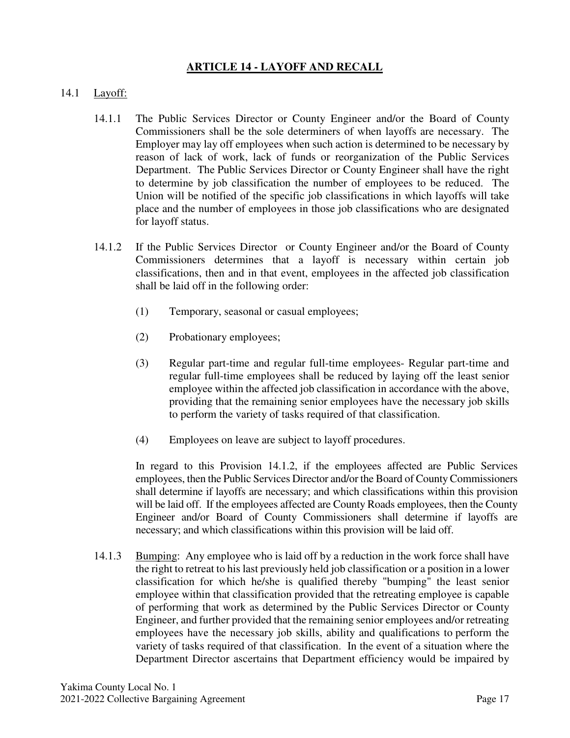## ARTICLE 14 - LAYOFF AND RECALL

14.1 Layoff:

14.1.1 The Public Services Director or County Engineer and/or the Board of County Commissioners shall be the sole determiners of when layoffs are necessary. The Employer may lay off employees when such action is determined to be necessary by reason of lack of work, lack of funds or reorganization of the Public Services Department. The Public Services Director or County Engineer shall have the right to determine by job classification the number of employees to be reduced. The Union will be notified of the specific job classifications in which layoffs will take place and the number of employees in those job classifications who are designated for layoff status.

14.1.2 If the Public Services Director or County Engineer and/or the Board of County Commissioners determines that a layoff is necessary within certain job classifications, then and in that event, employees in the affected job classification shall be laid off in the following order:

(1) Temporary, seasonal or casual employees;

(2) Probationary employees;

(3) Regular part-time and regular full-time employees- Regular part-time and regular full-time employees shall be reduced by laying off the least senior employee within the affected job classification in accordance with the above, providing that the remaining senior employees have the necessary job skills to perform the variety of tasks required of that classification.

(4) Employees on leave are subject to layoff procedures.

In regard to this Provision 14.1.2, if the employees affected are Public Services employees, then the Public Services Director and/or the Board of County Commissioners shall determine if layoffs are necessary; and which classifications within this provision will be laid off. If the employees affected are County Roads employees, then the County Engineer and/or Board of County Commissioners shall determine if layoffs are necessary; and which classifications within this provision will be laid off.

14.1.3 Bumping: Any employee who is laid off by a reduction in the work force shall have the right to retreat to his last previously held job classification or a position in a lower classification for which he/she is qualified thereby "bumping" the least senior employee within that classification provided that the retreating employee is capable of performing that work as determined by the Public Services Director or County Engineer, and further provided that the remaining senior employees and/or retreating employees have the necessary job skills, ability and qualifications to perform the variety of tasks required of that classification. In the event of a situation where the Department Director ascertains that Department efficiency would be impaired by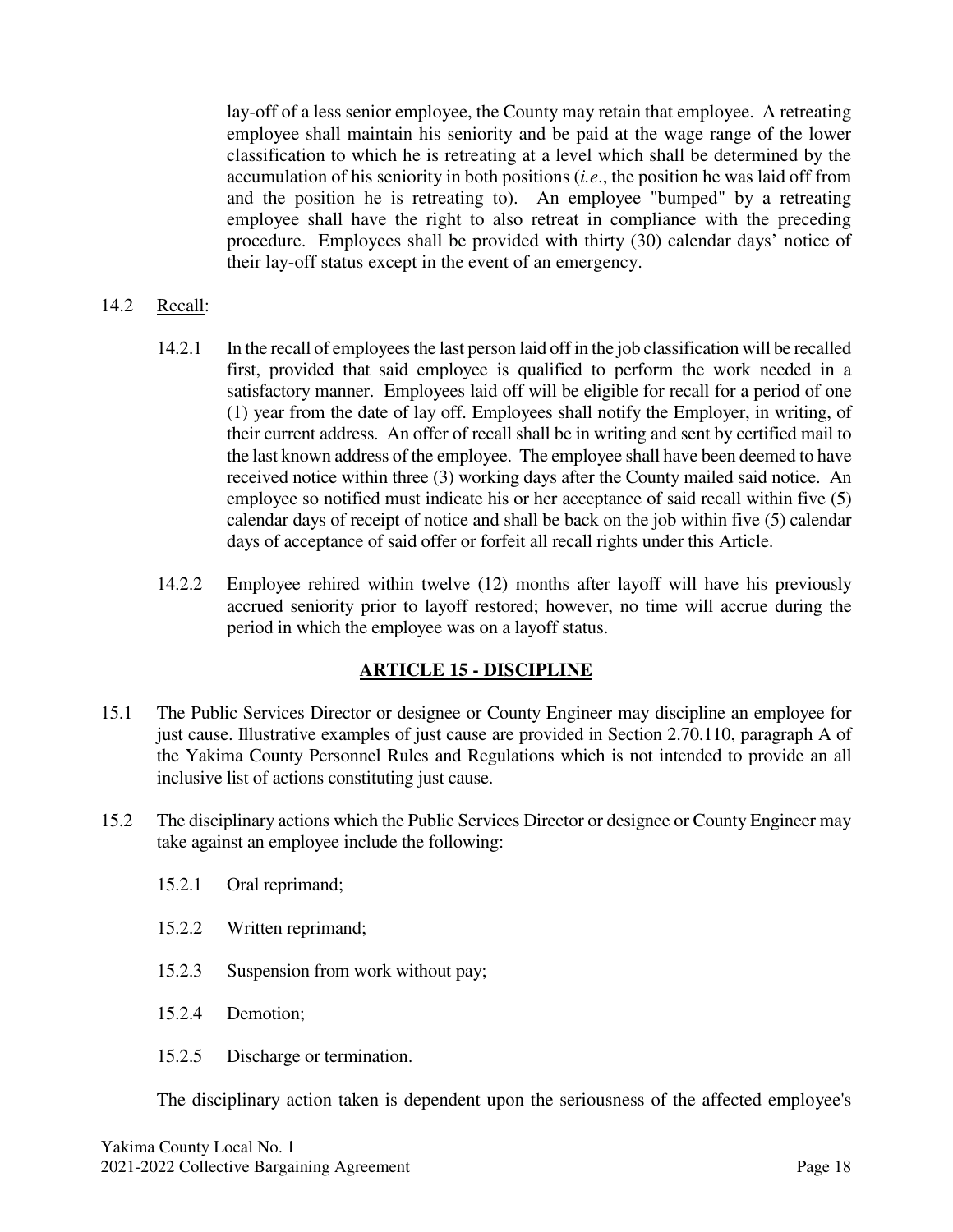lay-off of a less senior employee, the County may retain that employee. A retreating employee shall maintain his seniority and be paid at the wage range of the lower classification to which he is retreating at a level which shall be determined by the accumulation of his seniority in both positions (*i.e*., the position he was laid off from and the position he is retreating to). An employee "bumped" by a retreating employee shall have the right to also retreat in compliance with the preceding procedure. Employees shall be provided with thirty (30) calendar days' notice of their lay-off status except in the event of an emergency.

14.2 Recall:

14.2.1 In the recall of employees the last person laid off in the job classification will be recalled first, provided that said employee is qualified to perform the work needed in a satisfactory manner. Employees laid off will be eligible for recall for a period of one (1) year from the date of lay off. Employees shall notify the Employer, in writing, of their current address. An offer of recall shall be in writing and sent by certified mail to the last known address of the employee. The employee shall have been deemed to have received notice within three (3) working days after the County mailed said notice. An employee so notified must indicate his or her acceptance of said recall within five (5) calendar days of receipt of notice and shall be back on the job within five (5) calendar days of acceptance of said offer or forfeit all recall rights under this Article.

14.2.2 Employee rehired within twelve (12) months after layoff will have his previously accrued seniority prior to layoff restored; however, no time will accrue during the period in which the employee was on a layoff status.

## ARTICLE 15 - DISCIPLINE

15.1 The Public Services Director or designee or County Engineer may discipline an employee for just cause. Illustrative examples of just cause are provided in Section 2.70.110, paragraph A of the Yakima County Personnel Rules and Regulations which is not intended to provide an all inclusive list of actions constituting just cause.

15.2 The disciplinary actions which the Public Services Director or designee or County Engineer may take against an employee include the following:

15.2.1 Oral reprimand;

15.2.2 Written reprimand;

15.2.3 Suspension from work without pay;

15.2.4 Demotion;

15.2.5 Discharge or termination.

The disciplinary action taken is dependent upon the seriousness of the affected employee's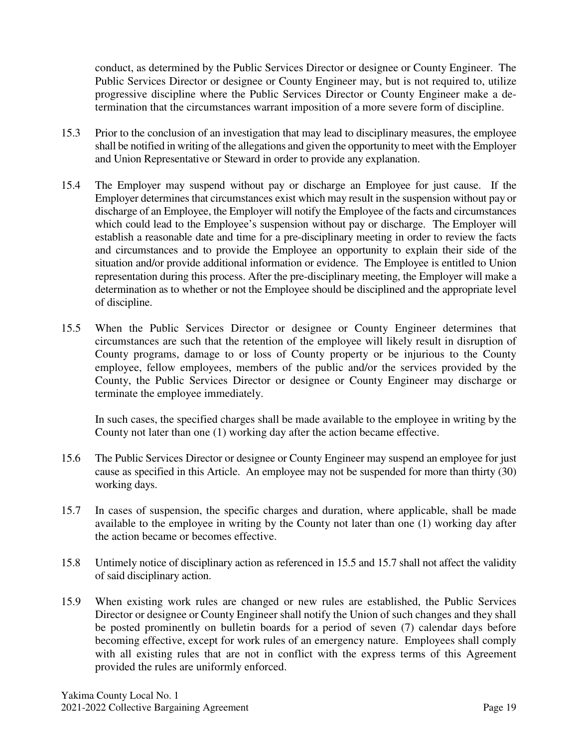conduct, as determined by the Public Services Director or designee or County Engineer. The Public Services Director or designee or County Engineer may, but is not required to, utilize progressive discipline where the Public Services Director or County Engineer make a determination that the circumstances warrant imposition of a more severe form of discipline.

15.3 Prior to the conclusion of an investigation that may lead to disciplinary measures, the employee shall be notified in writing of the allegations and given the opportunity to meet with the Employer and Union Representative or Steward in order to provide any explanation.

15.4 The Employer may suspend without pay or discharge an Employee for just cause. If the Employer determines that circumstances exist which may result in the suspension without pay or discharge of an Employee, the Employer will notify the Employee of the facts and circumstances which could lead to the Employee's suspension without pay or discharge. The Employer will establish a reasonable date and time for a pre-disciplinary meeting in order to review the facts and circumstances and to provide the Employee an opportunity to explain their side of the situation and/or provide additional information or evidence. The Employee is entitled to Union representation during this process. After the pre-disciplinary meeting, the Employer will make a determination as to whether or not the Employee should be disciplined and the appropriate level of discipline.

15.5 When the Public Services Director or designee or County Engineer determines that circumstances are such that the retention of the employee will likely result in disruption of County programs, damage to or loss of County property or be injurious to the County employee, fellow employees, members of the public and/or the services provided by the County, the Public Services Director or designee or County Engineer may discharge or terminate the employee immediately.

In such cases, the specified charges shall be made available to the employee in writing by the County not later than one (1) working day after the action became effective.

15.6 The Public Services Director or designee or County Engineer may suspend an employee for just cause as specified in this Article. An employee may not be suspended for more than thirty (30) working days.

15.7 In cases of suspension, the specific charges and duration, where applicable, shall be made available to the employee in writing by the County not later than one (1) working day after the action became or becomes effective.

15.8 Untimely notice of disciplinary action as referenced in 15.5 and 15.7 shall not affect the validity of said disciplinary action.

15.9 When existing work rules are changed or new rules are established, the Public Services Director or designee or County Engineer shall notify the Union of such changes and they shall be posted prominently on bulletin boards for a period of seven (7) calendar days before becoming effective, except for work rules of an emergency nature. Employees shall comply with all existing rules that are not in conflict with the express terms of this Agreement provided the rules are uniformly enforced.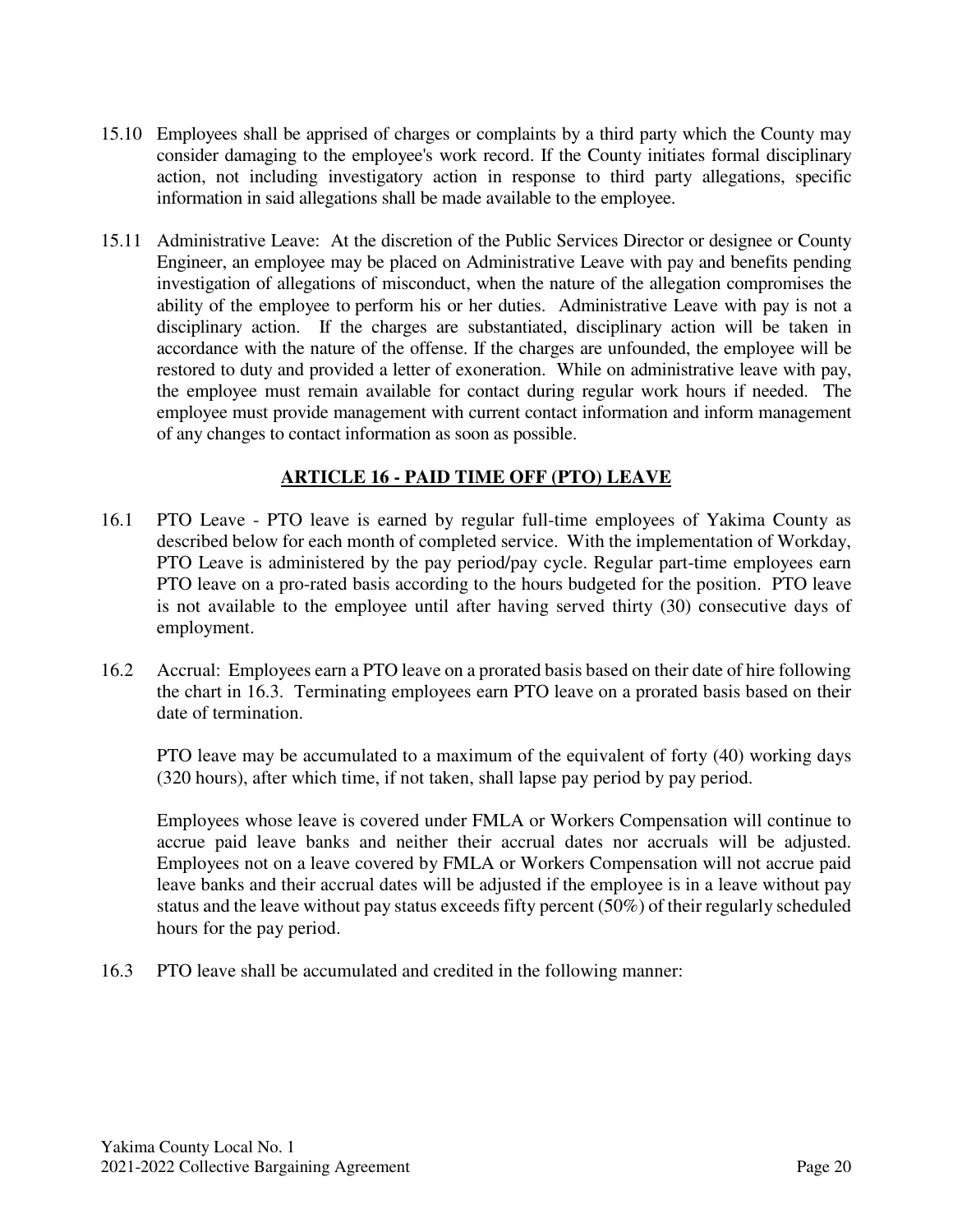15.10 Employees shall be apprised of charges or complaints by a third party which the County may consider damaging to the employee's work record. If the County initiates formal disciplinary action, not including investigatory action in response to third party allegations, specific information in said allegations shall be made available to the employee.

15.11 Administrative Leave: At the discretion of the Public Services Director or designee or County Engineer, an employee may be placed on Administrative Leave with pay and benefits pending investigation of allegations of misconduct, when the nature of the allegation compromises the ability of the employee to perform his or her duties. Administrative Leave with pay is not a disciplinary action. If the charges are substantiated, disciplinary action will be taken in accordance with the nature of the offense. If the charges are unfounded, the employee will be restored to duty and provided a letter of exoneration. While on administrative leave with pay, the employee must remain available for contact during regular work hours if needed. The employee must provide management with current contact information and inform management of any changes to contact information as soon as possible.

## ARTICLE 16 - PAID TIME OFF (PTO) LEAVE

16.1 PTO Leave - PTO leave is earned by regular full-time employees of Yakima County as described below for each month of completed service. With the implementation of Workday, PTO Leave is administered by the pay period/pay cycle. Regular part-time employees earn PTO leave on a pro-rated basis according to the hours budgeted for the position. PTO leave is not available to the employee until after having served thirty (30) consecutive days of employment.

16.2 Accrual: Employees earn a PTO leave on a prorated basis based on their date of hire following the chart in 16.3. Terminating employees earn PTO leave on a prorated basis based on their date of termination.

PTO leave may be accumulated to a maximum of the equivalent of forty (40) working days (320 hours), after which time, if not taken, shall lapse pay period by pay period.

Employees whose leave is covered under FMLA or Workers Compensation will continue to accrue paid leave banks and neither their accrual dates nor accruals will be adjusted. Employees not on a leave covered by FMLA or Workers Compensation will not accrue paid leave banks and their accrual dates will be adjusted if the employee is in a leave without pay status and the leave without pay status exceeds fifty percent (50%) of their regularly scheduled hours for the pay period.

16.3 PTO leave shall be accumulated and credited in the following manner: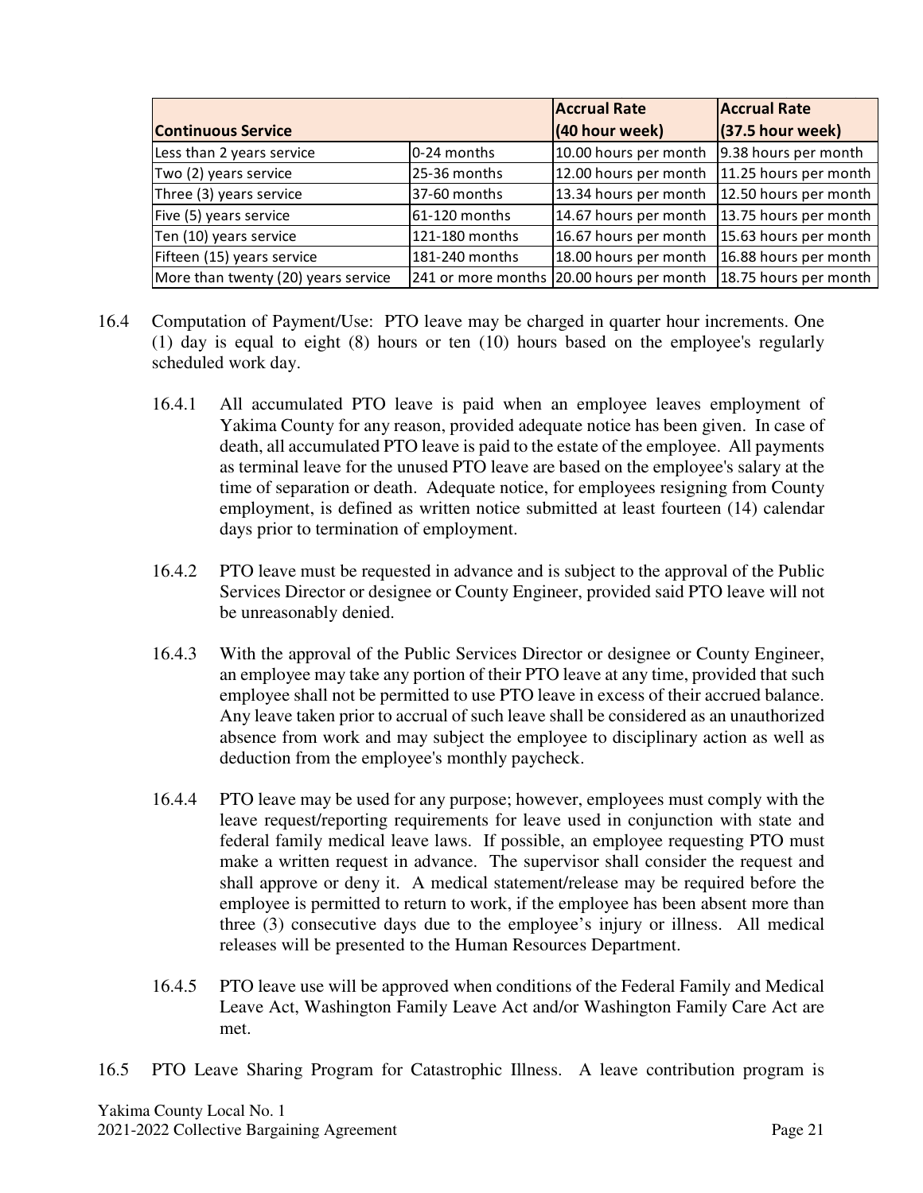| Continuous Service | | Accrual Rate (40 hour week) | Accrual Rate (37.5 hour week) |
|---|---|---|---|
| Less than 2 years service | 0-24 months | 10.00 hours per month | 9.38 hours per month |
| Two (2) years service | 25-36 months | 12.00 hours per month | 11.25 hours per month |
| Three (3) years service | 37-60 months | 13.34 hours per month | 12.50 hours per month |
| Five (5) years service | 61-120 months | 14.67 hours per month | 13.75 hours per month |
| Ten (10) years service | 121-180 months | 16.67 hours per month | 15.63 hours per month |
| Fifteen (15) years service | 181-240 months | 18.00 hours per month | 16.88 hours per month |
| More than twenty (20) years service | 241 or more months | 20.00 hours per month | 18.75 hours per month |

16.4 Computation of Payment/Use: PTO leave may be charged in quarter hour increments. One (1) day is equal to eight (8) hours or ten (10) hours based on the employee's regularly scheduled work day.

16.4.1 All accumulated PTO leave is paid when an employee leaves employment of Yakima County for any reason, provided adequate notice has been given. In case of death, all accumulated PTO leave is paid to the estate of the employee. All payments as terminal leave for the unused PTO leave are based on the employee's salary at the time of separation or death. Adequate notice, for employees resigning from County employment, is defined as written notice submitted at least fourteen (14) calendar days prior to termination of employment.

16.4.2 PTO leave must be requested in advance and is subject to the approval of the Public Services Director or designee or County Engineer, provided said PTO leave will not be unreasonably denied.

16.4.3 With the approval of the Public Services Director or designee or County Engineer, an employee may take any portion of their PTO leave at any time, provided that such employee shall not be permitted to use PTO leave in excess of their accrued balance. Any leave taken prior to accrual of such leave shall be considered as an unauthorized absence from work and may subject the employee to disciplinary action as well as deduction from the employee's monthly paycheck.

16.4.4 PTO leave may be used for any purpose; however, employees must comply with the leave request/reporting requirements for leave used in conjunction with state and federal family medical leave laws. If possible, an employee requesting PTO must make a written request in advance. The supervisor shall consider the request and shall approve or deny it. A medical statement/release may be required before the employee is permitted to return to work, if the employee has been absent more than three (3) consecutive days due to the employee's injury or illness. All medical releases will be presented to the Human Resources Department.

16.4.5 PTO leave use will be approved when conditions of the Federal Family and Medical Leave Act, Washington Family Leave Act and/or Washington Family Care Act are met.

16.5 PTO Leave Sharing Program for Catastrophic Illness. A leave contribution program is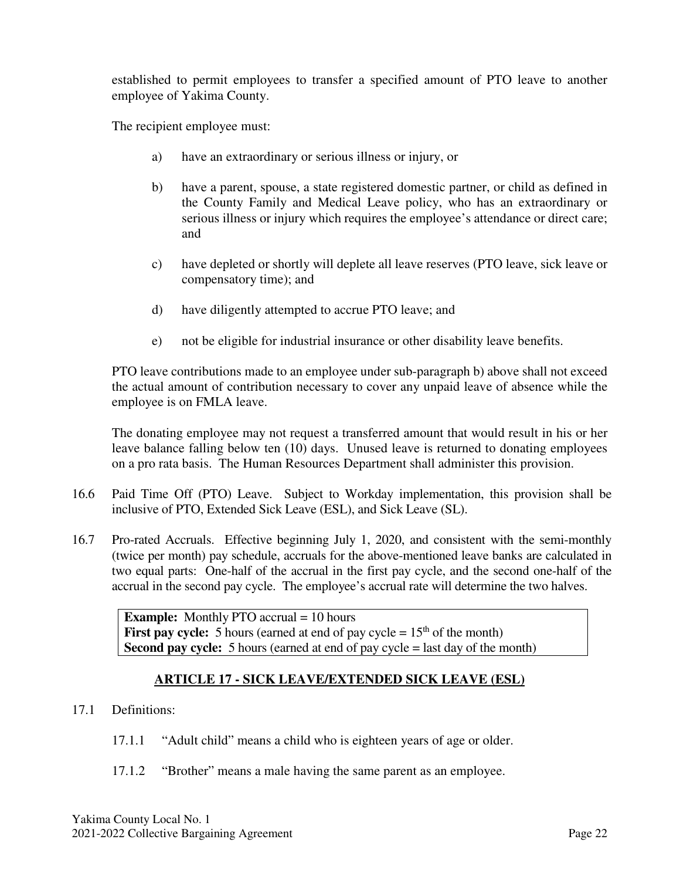established to permit employees to transfer a specified amount of PTO leave to another employee of Yakima County.

The recipient employee must:

a) have an extraordinary or serious illness or injury, or

b) have a parent, spouse, a state registered domestic partner, or child as defined in the County Family and Medical Leave policy, who has an extraordinary or serious illness or injury which requires the employee's attendance or direct care; and

c) have depleted or shortly will deplete all leave reserves (PTO leave, sick leave or compensatory time); and

d) have diligently attempted to accrue PTO leave; and

e) not be eligible for industrial insurance or other disability leave benefits.

PTO leave contributions made to an employee under sub-paragraph b) above shall not exceed the actual amount of contribution necessary to cover any unpaid leave of absence while the employee is on FMLA leave.

The donating employee may not request a transferred amount that would result in his or her leave balance falling below ten (10) days. Unused leave is returned to donating employees on a pro rata basis. The Human Resources Department shall administer this provision.

16.6 Paid Time Off (PTO) Leave. Subject to Workday implementation, this provision shall be inclusive of PTO, Extended Sick Leave (ESL), and Sick Leave (SL).

16.7 Pro-rated Accruals. Effective beginning July 1, 2020, and consistent with the semi-monthly (twice per month) pay schedule, accruals for the above-mentioned leave banks are calculated in two equal parts: One-half of the accrual in the first pay cycle, and the second one-half of the accrual in the second pay cycle. The employee's accrual rate will determine the two halves.

> **Example:** Monthly PTO accrual = 10 hours
> **First pay cycle:** 5 hours (earned at end of pay cycle = 15th of the month)
> **Second pay cycle:** 5 hours (earned at end of pay cycle = last day of the month)

## ARTICLE 17 - SICK LEAVE/EXTENDED SICK LEAVE (ESL)

17.1 Definitions:

17.1.1 "Adult child" means a child who is eighteen years of age or older.

17.1.2 "Brother" means a male having the same parent as an employee.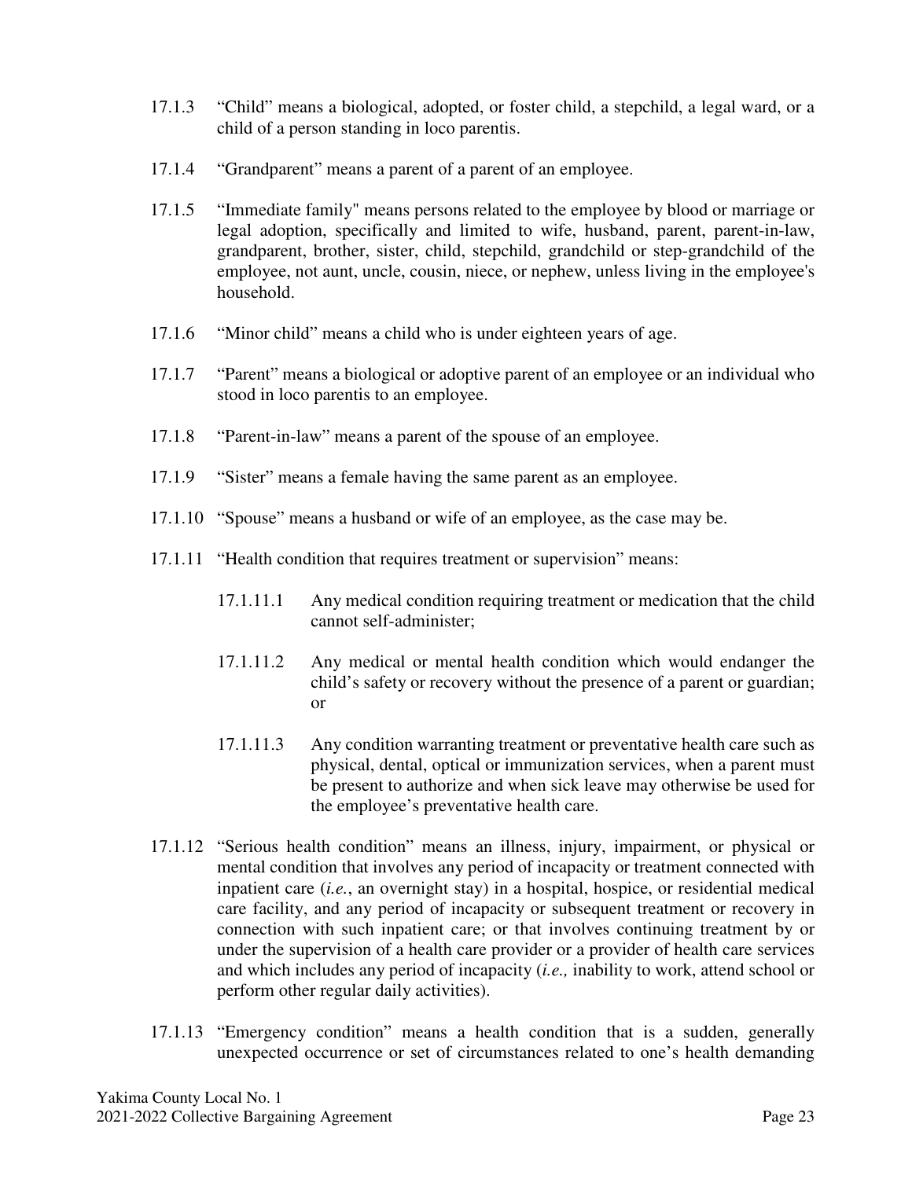17.1.3 "Child" means a biological, adopted, or foster child, a stepchild, a legal ward, or a child of a person standing in loco parentis.

17.1.4 "Grandparent" means a parent of a parent of an employee.

17.1.5 "Immediate family" means persons related to the employee by blood or marriage or legal adoption, specifically and limited to wife, husband, parent, parent-in-law, grandparent, brother, sister, child, stepchild, grandchild or step-grandchild of the employee, not aunt, uncle, cousin, niece, or nephew, unless living in the employee's household.

17.1.6 "Minor child" means a child who is under eighteen years of age.

17.1.7 "Parent" means a biological or adoptive parent of an employee or an individual who stood in loco parentis to an employee.

17.1.8 "Parent-in-law" means a parent of the spouse of an employee.

17.1.9 "Sister" means a female having the same parent as an employee.

17.1.10 "Spouse" means a husband or wife of an employee, as the case may be.

17.1.11 "Health condition that requires treatment or supervision" means:

17.1.11.1 Any medical condition requiring treatment or medication that the child cannot self-administer;

17.1.11.2 Any medical or mental health condition which would endanger the child's safety or recovery without the presence of a parent or guardian; or

17.1.11.3 Any condition warranting treatment or preventative health care such as physical, dental, optical or immunization services, when a parent must be present to authorize and when sick leave may otherwise be used for the employee's preventative health care.

17.1.12 "Serious health condition" means an illness, injury, impairment, or physical or mental condition that involves any period of incapacity or treatment connected with inpatient care (*i.e.*, an overnight stay) in a hospital, hospice, or residential medical care facility, and any period of incapacity or subsequent treatment or recovery in connection with such inpatient care; or that involves continuing treatment by or under the supervision of a health care provider or a provider of health care services and which includes any period of incapacity (*i.e.,* inability to work, attend school or perform other regular daily activities).

17.1.13 "Emergency condition" means a health condition that is a sudden, generally unexpected occurrence or set of circumstances related to one's health demanding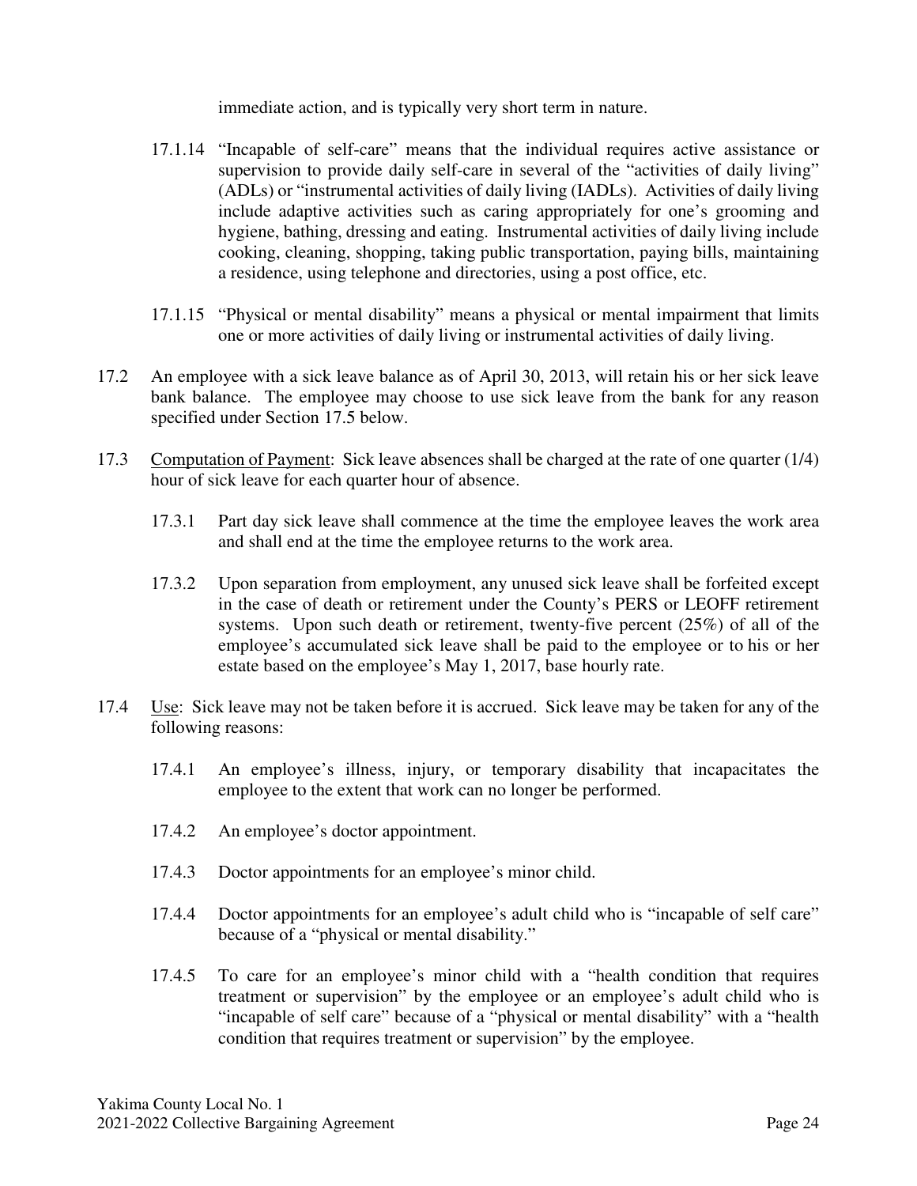immediate action, and is typically very short term in nature.

17.1.14 "Incapable of self-care" means that the individual requires active assistance or supervision to provide daily self-care in several of the "activities of daily living" (ADLs) or "instrumental activities of daily living (IADLs). Activities of daily living include adaptive activities such as caring appropriately for one's grooming and hygiene, bathing, dressing and eating. Instrumental activities of daily living include cooking, cleaning, shopping, taking public transportation, paying bills, maintaining a residence, using telephone and directories, using a post office, etc.

17.1.15 "Physical or mental disability" means a physical or mental impairment that limits one or more activities of daily living or instrumental activities of daily living.

17.2 An employee with a sick leave balance as of April 30, 2013, will retain his or her sick leave bank balance. The employee may choose to use sick leave from the bank for any reason specified under Section 17.5 below.

17.3 <u>Computation of Payment</u>: Sick leave absences shall be charged at the rate of one quarter (1/4) hour of sick leave for each quarter hour of absence.

17.3.1 Part day sick leave shall commence at the time the employee leaves the work area and shall end at the time the employee returns to the work area.

17.3.2 Upon separation from employment, any unused sick leave shall be forfeited except in the case of death or retirement under the County's PERS or LEOFF retirement systems. Upon such death or retirement, twenty-five percent (25%) of all of the employee's accumulated sick leave shall be paid to the employee or to his or her estate based on the employee's May 1, 2017, base hourly rate.

17.4 <u>Use</u>: Sick leave may not be taken before it is accrued. Sick leave may be taken for any of the following reasons:

17.4.1 An employee's illness, injury, or temporary disability that incapacitates the employee to the extent that work can no longer be performed.

17.4.2 An employee's doctor appointment.

17.4.3 Doctor appointments for an employee's minor child.

17.4.4 Doctor appointments for an employee's adult child who is "incapable of self care" because of a "physical or mental disability."

17.4.5 To care for an employee's minor child with a "health condition that requires treatment or supervision" by the employee or an employee's adult child who is "incapable of self care" because of a "physical or mental disability" with a "health condition that requires treatment or supervision" by the employee.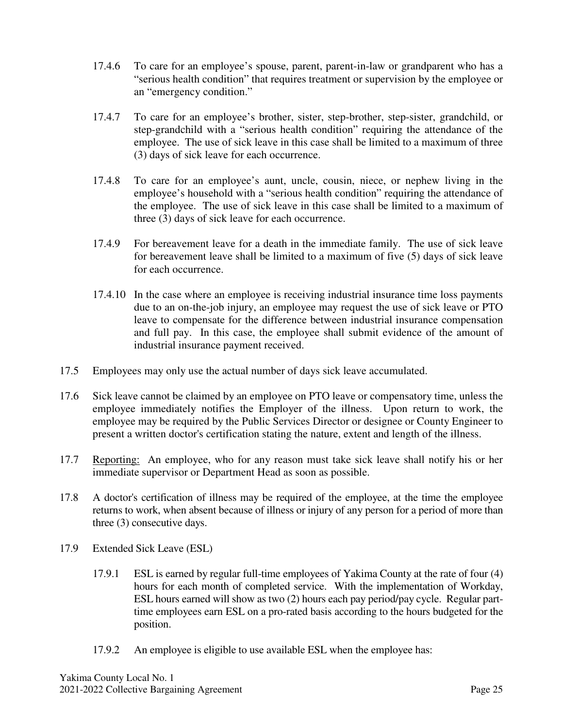17.4.6 To care for an employee's spouse, parent, parent-in-law or grandparent who has a "serious health condition" that requires treatment or supervision by the employee or an "emergency condition."

17.4.7 To care for an employee's brother, sister, step-brother, step-sister, grandchild, or step-grandchild with a "serious health condition" requiring the attendance of the employee. The use of sick leave in this case shall be limited to a maximum of three (3) days of sick leave for each occurrence.

17.4.8 To care for an employee's aunt, uncle, cousin, niece, or nephew living in the employee's household with a "serious health condition" requiring the attendance of the employee. The use of sick leave in this case shall be limited to a maximum of three (3) days of sick leave for each occurrence.

17.4.9 For bereavement leave for a death in the immediate family. The use of sick leave for bereavement leave shall be limited to a maximum of five (5) days of sick leave for each occurrence.

17.4.10 In the case where an employee is receiving industrial insurance time loss payments due to an on-the-job injury, an employee may request the use of sick leave or PTO leave to compensate for the difference between industrial insurance compensation and full pay. In this case, the employee shall submit evidence of the amount of industrial insurance payment received.

17.5 Employees may only use the actual number of days sick leave accumulated.

17.6 Sick leave cannot be claimed by an employee on PTO leave or compensatory time, unless the employee immediately notifies the Employer of the illness. Upon return to work, the employee may be required by the Public Services Director or designee or County Engineer to present a written doctor's certification stating the nature, extent and length of the illness.

17.7 Reporting: An employee, who for any reason must take sick leave shall notify his or her immediate supervisor or Department Head as soon as possible.

17.8 A doctor's certification of illness may be required of the employee, at the time the employee returns to work, when absent because of illness or injury of any person for a period of more than three (3) consecutive days.

17.9 Extended Sick Leave (ESL)

17.9.1 ESL is earned by regular full-time employees of Yakima County at the rate of four (4) hours for each month of completed service. With the implementation of Workday, ESL hours earned will show as two (2) hours each pay period/pay cycle. Regular part-time employees earn ESL on a pro-rated basis according to the hours budgeted for the position.

17.9.2 An employee is eligible to use available ESL when the employee has: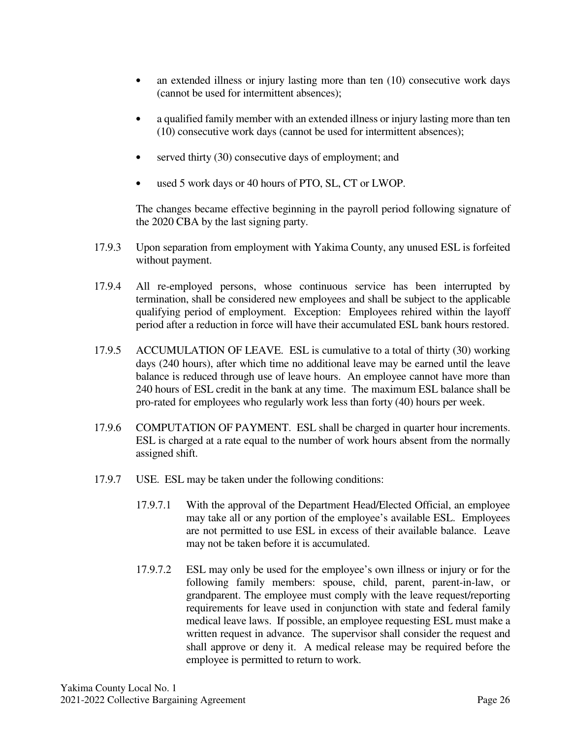- an extended illness or injury lasting more than ten (10) consecutive work days (cannot be used for intermittent absences);
- a qualified family member with an extended illness or injury lasting more than ten (10) consecutive work days (cannot be used for intermittent absences);
- served thirty (30) consecutive days of employment; and
- used 5 work days or 40 hours of PTO, SL, CT or LWOP.

The changes became effective beginning in the payroll period following signature of the 2020 CBA by the last signing party.

17.9.3 Upon separation from employment with Yakima County, any unused ESL is forfeited without payment.

17.9.4 All re-employed persons, whose continuous service has been interrupted by termination, shall be considered new employees and shall be subject to the applicable qualifying period of employment. Exception: Employees rehired within the layoff period after a reduction in force will have their accumulated ESL bank hours restored.

17.9.5 ACCUMULATION OF LEAVE. ESL is cumulative to a total of thirty (30) working days (240 hours), after which time no additional leave may be earned until the leave balance is reduced through use of leave hours. An employee cannot have more than 240 hours of ESL credit in the bank at any time. The maximum ESL balance shall be pro-rated for employees who regularly work less than forty (40) hours per week.

17.9.6 COMPUTATION OF PAYMENT. ESL shall be charged in quarter hour increments. ESL is charged at a rate equal to the number of work hours absent from the normally assigned shift.

17.9.7 USE. ESL may be taken under the following conditions:

17.9.7.1 With the approval of the Department Head/Elected Official, an employee may take all or any portion of the employee's available ESL. Employees are not permitted to use ESL in excess of their available balance. Leave may not be taken before it is accumulated.

17.9.7.2 ESL may only be used for the employee's own illness or injury or for the following family members: spouse, child, parent, parent-in-law, or grandparent. The employee must comply with the leave request/reporting requirements for leave used in conjunction with state and federal family medical leave laws. If possible, an employee requesting ESL must make a written request in advance. The supervisor shall consider the request and shall approve or deny it. A medical release may be required before the employee is permitted to return to work.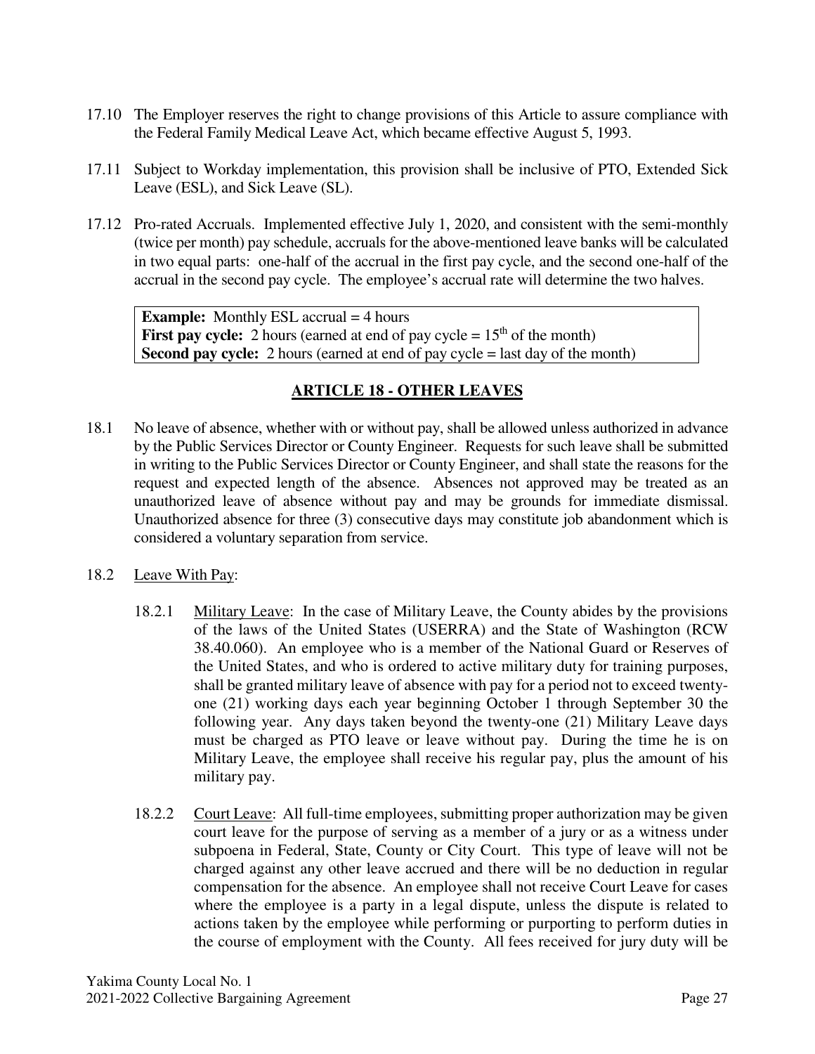17.10 The Employer reserves the right to change provisions of this Article to assure compliance with the Federal Family Medical Leave Act, which became effective August 5, 1993.

17.11 Subject to Workday implementation, this provision shall be inclusive of PTO, Extended Sick Leave (ESL), and Sick Leave (SL).

17.12 Pro-rated Accruals. Implemented effective July 1, 2020, and consistent with the semi-monthly (twice per month) pay schedule, accruals for the above-mentioned leave banks will be calculated in two equal parts: one-half of the accrual in the first pay cycle, and the second one-half of the accrual in the second pay cycle. The employee's accrual rate will determine the two halves.

> **Example:** Monthly ESL accrual = 4 hours
> **First pay cycle:** 2 hours (earned at end of pay cycle = 15th of the month)
> **Second pay cycle:** 2 hours (earned at end of pay cycle = last day of the month)

## ARTICLE 18 - OTHER LEAVES

18.1 No leave of absence, whether with or without pay, shall be allowed unless authorized in advance by the Public Services Director or County Engineer. Requests for such leave shall be submitted in writing to the Public Services Director or County Engineer, and shall state the reasons for the request and expected length of the absence. Absences not approved may be treated as an unauthorized leave of absence without pay and may be grounds for immediate dismissal. Unauthorized absence for three (3) consecutive days may constitute job abandonment which is considered a voluntary separation from service.

18.2 Leave With Pay:

18.2.1 Military Leave: In the case of Military Leave, the County abides by the provisions of the laws of the United States (USERRA) and the State of Washington (RCW 38.40.060). An employee who is a member of the National Guard or Reserves of the United States, and who is ordered to active military duty for training purposes, shall be granted military leave of absence with pay for a period not to exceed twenty-one (21) working days each year beginning October 1 through September 30 the following year. Any days taken beyond the twenty-one (21) Military Leave days must be charged as PTO leave or leave without pay. During the time he is on Military Leave, the employee shall receive his regular pay, plus the amount of his military pay.

18.2.2 Court Leave: All full-time employees, submitting proper authorization may be given court leave for the purpose of serving as a member of a jury or as a witness under subpoena in Federal, State, County or City Court. This type of leave will not be charged against any other leave accrued and there will be no deduction in regular compensation for the absence. An employee shall not receive Court Leave for cases where the employee is a party in a legal dispute, unless the dispute is related to actions taken by the employee while performing or purporting to perform duties in the course of employment with the County. All fees received for jury duty will be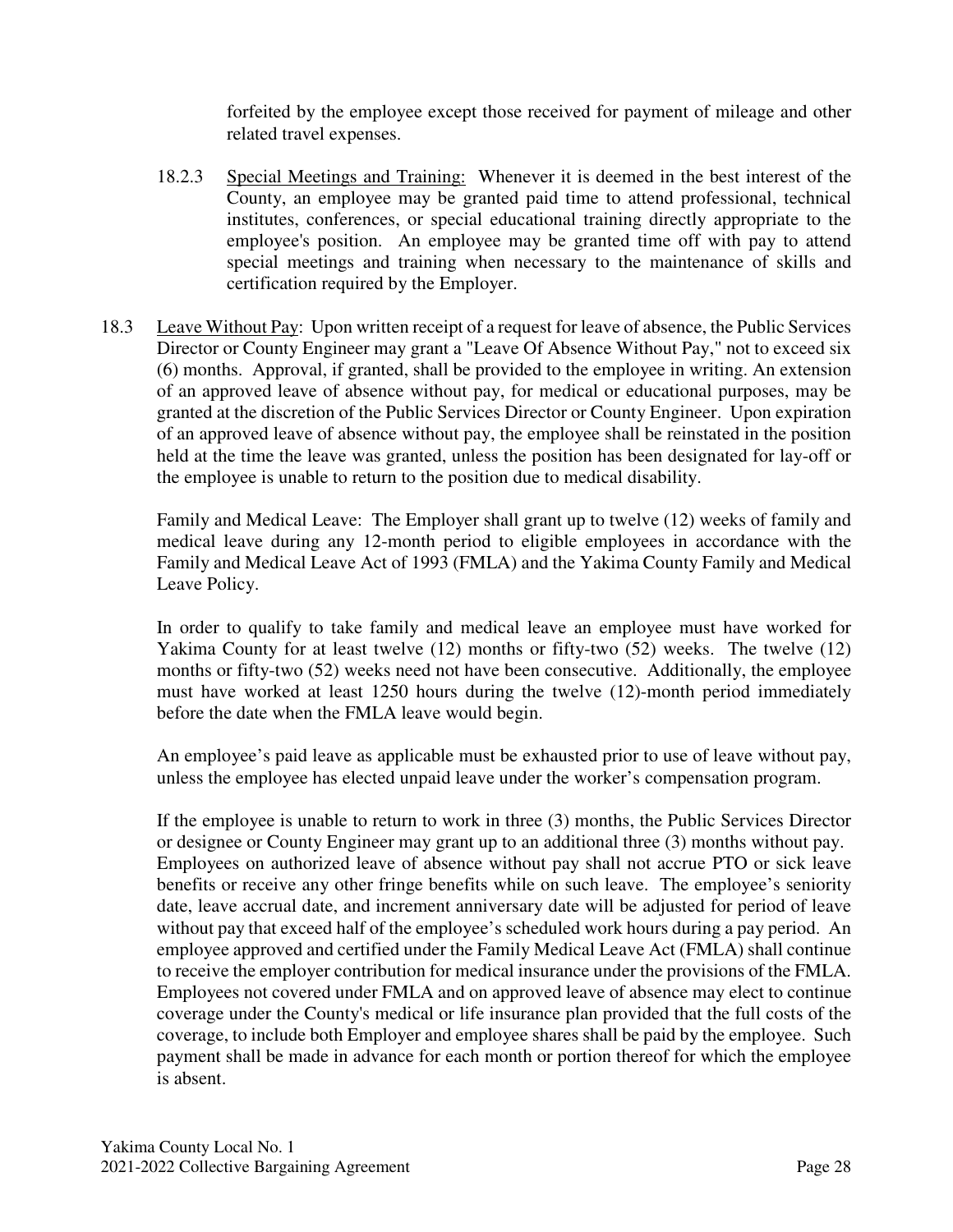forfeited by the employee except those received for payment of mileage and other related travel expenses.

18.2.3 Special Meetings and Training: Whenever it is deemed in the best interest of the County, an employee may be granted paid time to attend professional, technical institutes, conferences, or special educational training directly appropriate to the employee's position. An employee may be granted time off with pay to attend special meetings and training when necessary to the maintenance of skills and certification required by the Employer.

18.3 Leave Without Pay: Upon written receipt of a request for leave of absence, the Public Services Director or County Engineer may grant a "Leave Of Absence Without Pay," not to exceed six (6) months. Approval, if granted, shall be provided to the employee in writing. An extension of an approved leave of absence without pay, for medical or educational purposes, may be granted at the discretion of the Public Services Director or County Engineer. Upon expiration of an approved leave of absence without pay, the employee shall be reinstated in the position held at the time the leave was granted, unless the position has been designated for lay-off or the employee is unable to return to the position due to medical disability.

Family and Medical Leave: The Employer shall grant up to twelve (12) weeks of family and medical leave during any 12-month period to eligible employees in accordance with the Family and Medical Leave Act of 1993 (FMLA) and the Yakima County Family and Medical Leave Policy.

In order to qualify to take family and medical leave an employee must have worked for Yakima County for at least twelve (12) months or fifty-two (52) weeks. The twelve (12) months or fifty-two (52) weeks need not have been consecutive. Additionally, the employee must have worked at least 1250 hours during the twelve (12)-month period immediately before the date when the FMLA leave would begin.

An employee's paid leave as applicable must be exhausted prior to use of leave without pay, unless the employee has elected unpaid leave under the worker's compensation program.

If the employee is unable to return to work in three (3) months, the Public Services Director or designee or County Engineer may grant up to an additional three (3) months without pay. Employees on authorized leave of absence without pay shall not accrue PTO or sick leave benefits or receive any other fringe benefits while on such leave. The employee's seniority date, leave accrual date, and increment anniversary date will be adjusted for period of leave without pay that exceed half of the employee's scheduled work hours during a pay period. An employee approved and certified under the Family Medical Leave Act (FMLA) shall continue to receive the employer contribution for medical insurance under the provisions of the FMLA. Employees not covered under FMLA and on approved leave of absence may elect to continue coverage under the County's medical or life insurance plan provided that the full costs of the coverage, to include both Employer and employee shares shall be paid by the employee. Such payment shall be made in advance for each month or portion thereof for which the employee is absent.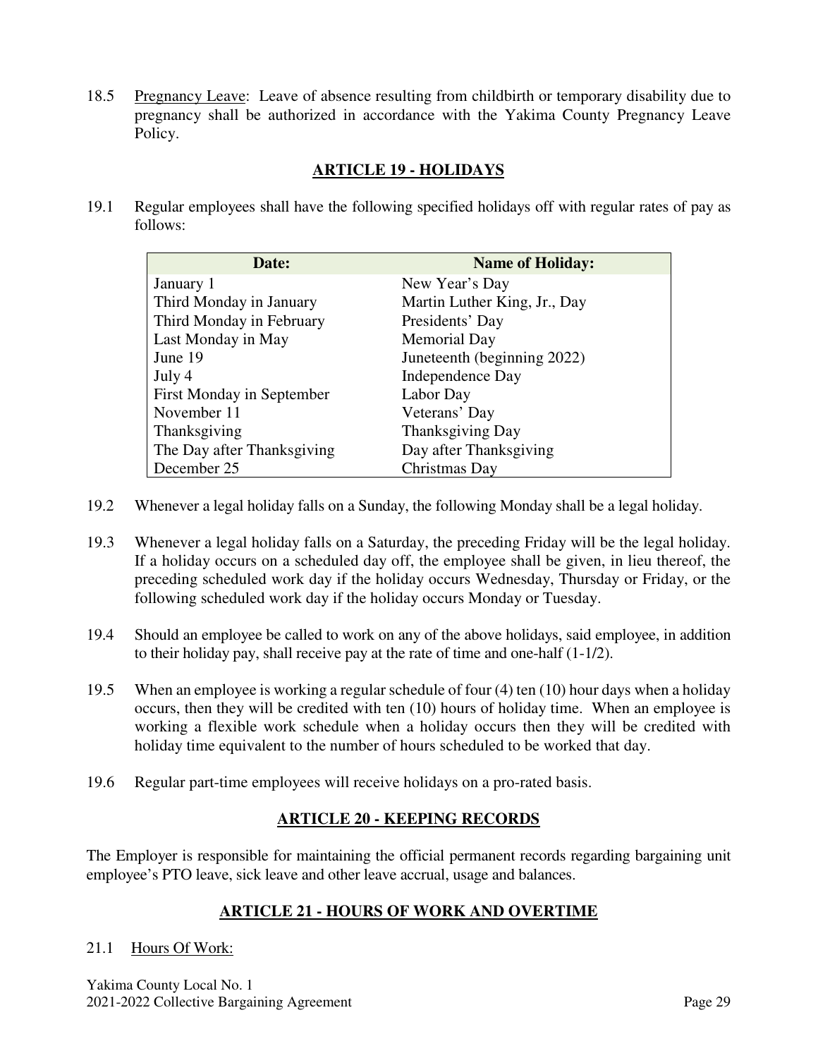18.5 Pregnancy Leave: Leave of absence resulting from childbirth or temporary disability due to pregnancy shall be authorized in accordance with the Yakima County Pregnancy Leave Policy.

## ARTICLE 19 - HOLIDAYS

19.1 Regular employees shall have the following specified holidays off with regular rates of pay as follows:

| Date: | Name of Holiday: |
|---|---|
| January 1 | New Year's Day |
| Third Monday in January | Martin Luther King, Jr., Day |
| Third Monday in February | Presidents' Day |
| Last Monday in May | Memorial Day |
| June 19 | Juneteenth (beginning 2022) |
| July 4 | Independence Day |
| First Monday in September | Labor Day |
| November 11 | Veterans' Day |
| Thanksgiving | Thanksgiving Day |
| The Day after Thanksgiving | Day after Thanksgiving |
| December 25 | Christmas Day |

19.2 Whenever a legal holiday falls on a Sunday, the following Monday shall be a legal holiday.

19.3 Whenever a legal holiday falls on a Saturday, the preceding Friday will be the legal holiday. If a holiday occurs on a scheduled day off, the employee shall be given, in lieu thereof, the preceding scheduled work day if the holiday occurs Wednesday, Thursday or Friday, or the following scheduled work day if the holiday occurs Monday or Tuesday.

19.4 Should an employee be called to work on any of the above holidays, said employee, in addition to their holiday pay, shall receive pay at the rate of time and one-half (1-1/2).

19.5 When an employee is working a regular schedule of four (4) ten (10) hour days when a holiday occurs, then they will be credited with ten (10) hours of holiday time. When an employee is working a flexible work schedule when a holiday occurs then they will be credited with holiday time equivalent to the number of hours scheduled to be worked that day.

19.6 Regular part-time employees will receive holidays on a pro-rated basis.

## ARTICLE 20 - KEEPING RECORDS

The Employer is responsible for maintaining the official permanent records regarding bargaining unit employee's PTO leave, sick leave and other leave accrual, usage and balances.

## ARTICLE 21 - HOURS OF WORK AND OVERTIME

21.1 Hours Of Work: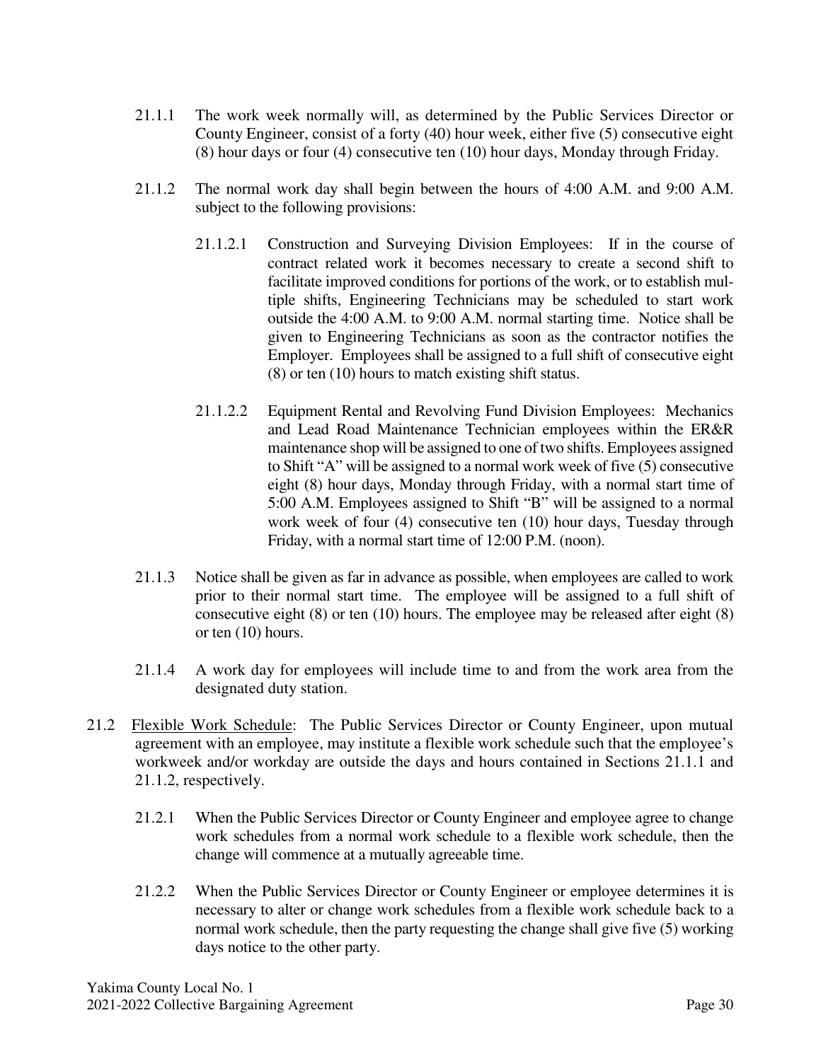21.1.1 The work week normally will, as determined by the Public Services Director or County Engineer, consist of a forty (40) hour week, either five (5) consecutive eight (8) hour days or four (4) consecutive ten (10) hour days, Monday through Friday.

21.1.2 The normal work day shall begin between the hours of 4:00 A.M. and 9:00 A.M. subject to the following provisions:

21.1.2.1 Construction and Surveying Division Employees: If in the course of contract related work it becomes necessary to create a second shift to facilitate improved conditions for portions of the work, or to establish multiple shifts, Engineering Technicians may be scheduled to start work outside the 4:00 A.M. to 9:00 A.M. normal starting time. Notice shall be given to Engineering Technicians as soon as the contractor notifies the Employer. Employees shall be assigned to a full shift of consecutive eight (8) or ten (10) hours to match existing shift status.

21.1.2.2 Equipment Rental and Revolving Fund Division Employees: Mechanics and Lead Road Maintenance Technician employees within the ER&R maintenance shop will be assigned to one of two shifts. Employees assigned to Shift "A" will be assigned to a normal work week of five (5) consecutive eight (8) hour days, Monday through Friday, with a normal start time of 5:00 A.M. Employees assigned to Shift "B" will be assigned to a normal work week of four (4) consecutive ten (10) hour days, Tuesday through Friday, with a normal start time of 12:00 P.M. (noon).

21.1.3 Notice shall be given as far in advance as possible, when employees are called to work prior to their normal start time. The employee will be assigned to a full shift of consecutive eight (8) or ten (10) hours. The employee may be released after eight (8) or ten (10) hours.

21.1.4 A work day for employees will include time to and from the work area from the designated duty station.

21.2 Flexible Work Schedule: The Public Services Director or County Engineer, upon mutual agreement with an employee, may institute a flexible work schedule such that the employee's workweek and/or workday are outside the days and hours contained in Sections 21.1.1 and 21.1.2, respectively.

21.2.1 When the Public Services Director or County Engineer and employee agree to change work schedules from a normal work schedule to a flexible work schedule, then the change will commence at a mutually agreeable time.

21.2.2 When the Public Services Director or County Engineer or employee determines it is necessary to alter or change work schedules from a flexible work schedule back to a normal work schedule, then the party requesting the change shall give five (5) working days notice to the other party.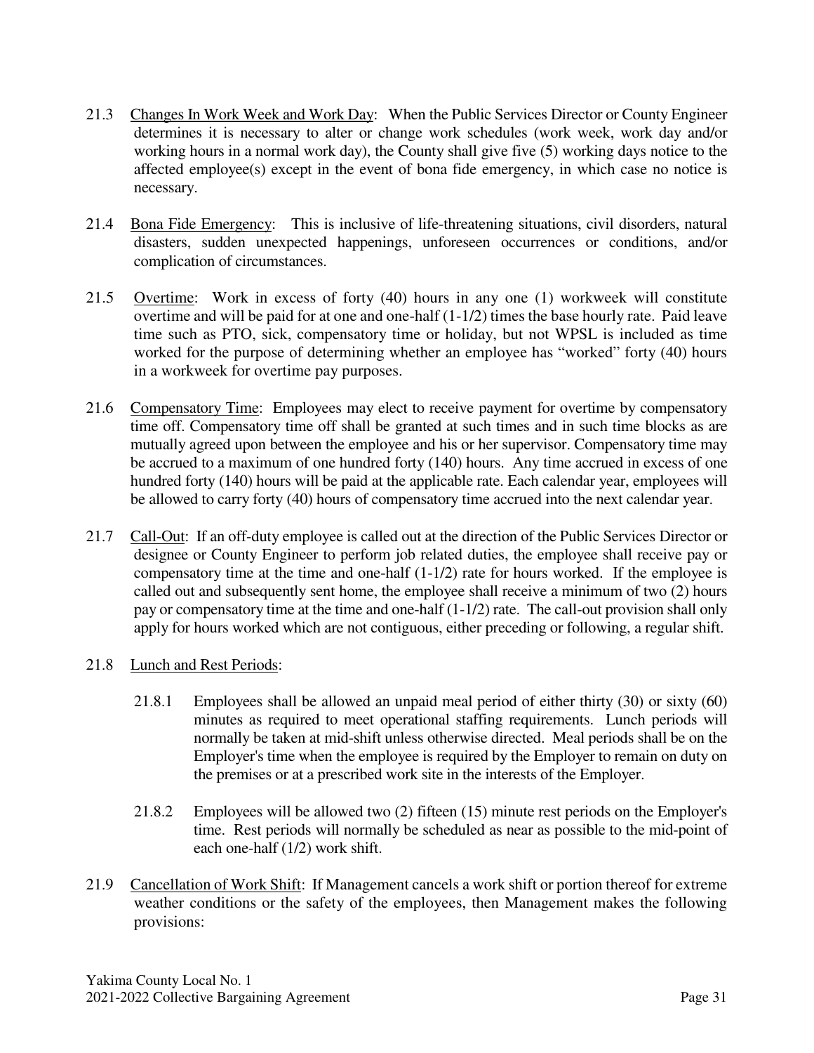21.3 <u>Changes In Work Week and Work Day</u>: When the Public Services Director or County Engineer determines it is necessary to alter or change work schedules (work week, work day and/or working hours in a normal work day), the County shall give five (5) working days notice to the affected employee(s) except in the event of bona fide emergency, in which case no notice is necessary.

21.4 <u>Bona Fide Emergency</u>: This is inclusive of life-threatening situations, civil disorders, natural disasters, sudden unexpected happenings, unforeseen occurrences or conditions, and/or complication of circumstances.

21.5 <u>Overtime</u>: Work in excess of forty (40) hours in any one (1) workweek will constitute overtime and will be paid for at one and one-half (1-1/2) times the base hourly rate. Paid leave time such as PTO, sick, compensatory time or holiday, but not WPSL is included as time worked for the purpose of determining whether an employee has "worked" forty (40) hours in a workweek for overtime pay purposes.

21.6 <u>Compensatory Time</u>: Employees may elect to receive payment for overtime by compensatory time off. Compensatory time off shall be granted at such times and in such time blocks as are mutually agreed upon between the employee and his or her supervisor. Compensatory time may be accrued to a maximum of one hundred forty (140) hours. Any time accrued in excess of one hundred forty (140) hours will be paid at the applicable rate. Each calendar year, employees will be allowed to carry forty (40) hours of compensatory time accrued into the next calendar year.

21.7 <u>Call-Out</u>: If an off-duty employee is called out at the direction of the Public Services Director or designee or County Engineer to perform job related duties, the employee shall receive pay or compensatory time at the time and one-half (1-1/2) rate for hours worked. If the employee is called out and subsequently sent home, the employee shall receive a minimum of two (2) hours pay or compensatory time at the time and one-half (1-1/2) rate. The call-out provision shall only apply for hours worked which are not contiguous, either preceding or following, a regular shift.

21.8 <u>Lunch and Rest Periods</u>:

21.8.1 Employees shall be allowed an unpaid meal period of either thirty (30) or sixty (60) minutes as required to meet operational staffing requirements. Lunch periods will normally be taken at mid-shift unless otherwise directed. Meal periods shall be on the Employer's time when the employee is required by the Employer to remain on duty on the premises or at a prescribed work site in the interests of the Employer.

21.8.2 Employees will be allowed two (2) fifteen (15) minute rest periods on the Employer's time. Rest periods will normally be scheduled as near as possible to the mid-point of each one-half (1/2) work shift.

21.9 <u>Cancellation of Work Shift</u>: If Management cancels a work shift or portion thereof for extreme weather conditions or the safety of the employees, then Management makes the following provisions: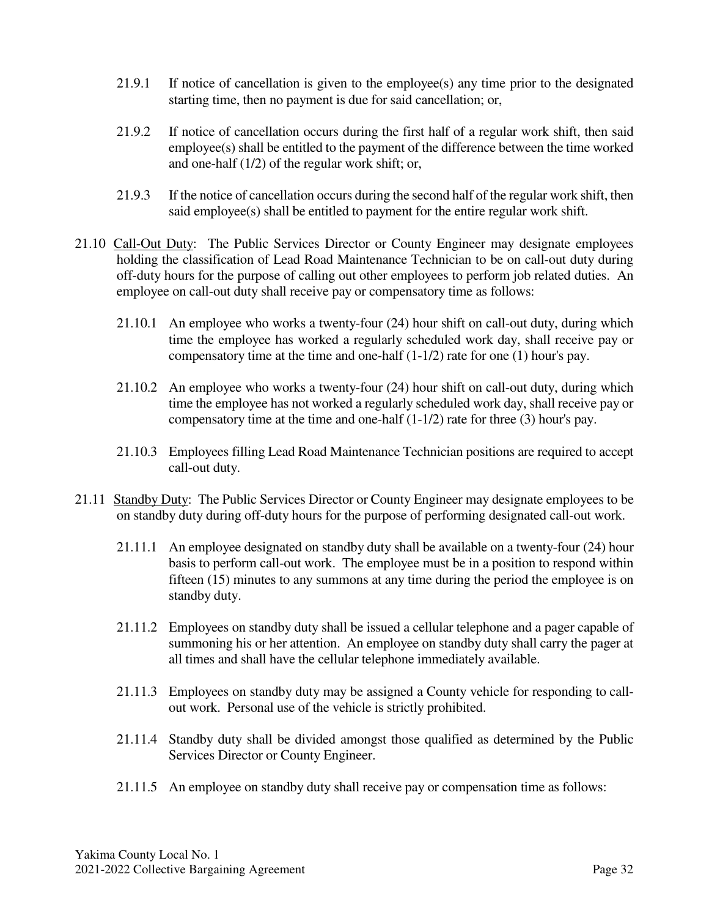21.9.1 If notice of cancellation is given to the employee(s) any time prior to the designated starting time, then no payment is due for said cancellation; or,

21.9.2 If notice of cancellation occurs during the first half of a regular work shift, then said employee(s) shall be entitled to the payment of the difference between the time worked and one-half (1/2) of the regular work shift; or,

21.9.3 If the notice of cancellation occurs during the second half of the regular work shift, then said employee(s) shall be entitled to payment for the entire regular work shift.

21.10 <u>Call-Out Duty</u>: The Public Services Director or County Engineer may designate employees holding the classification of Lead Road Maintenance Technician to be on call-out duty during off-duty hours for the purpose of calling out other employees to perform job related duties. An employee on call-out duty shall receive pay or compensatory time as follows:

21.10.1 An employee who works a twenty-four (24) hour shift on call-out duty, during which time the employee has worked a regularly scheduled work day, shall receive pay or compensatory time at the time and one-half (1-1/2) rate for one (1) hour's pay.

21.10.2 An employee who works a twenty-four (24) hour shift on call-out duty, during which time the employee has not worked a regularly scheduled work day, shall receive pay or compensatory time at the time and one-half (1-1/2) rate for three (3) hour's pay.

21.10.3 Employees filling Lead Road Maintenance Technician positions are required to accept call-out duty.

21.11 <u>Standby Duty</u>: The Public Services Director or County Engineer may designate employees to be on standby duty during off-duty hours for the purpose of performing designated call-out work.

21.11.1 An employee designated on standby duty shall be available on a twenty-four (24) hour basis to perform call-out work. The employee must be in a position to respond within fifteen (15) minutes to any summons at any time during the period the employee is on standby duty.

21.11.2 Employees on standby duty shall be issued a cellular telephone and a pager capable of summoning his or her attention. An employee on standby duty shall carry the pager at all times and shall have the cellular telephone immediately available.

21.11.3 Employees on standby duty may be assigned a County vehicle for responding to call-out work. Personal use of the vehicle is strictly prohibited.

21.11.4 Standby duty shall be divided amongst those qualified as determined by the Public Services Director or County Engineer.

21.11.5 An employee on standby duty shall receive pay or compensation time as follows: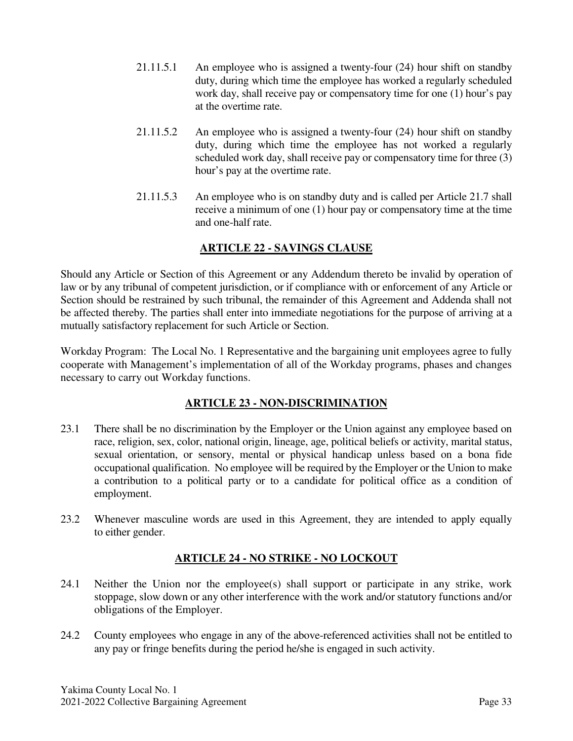21.11.5.1 An employee who is assigned a twenty-four (24) hour shift on standby duty, during which time the employee has worked a regularly scheduled work day, shall receive pay or compensatory time for one (1) hour's pay at the overtime rate.

21.11.5.2 An employee who is assigned a twenty-four (24) hour shift on standby duty, during which time the employee has not worked a regularly scheduled work day, shall receive pay or compensatory time for three (3) hour's pay at the overtime rate.

21.11.5.3 An employee who is on standby duty and is called per Article 21.7 shall receive a minimum of one (1) hour pay or compensatory time at the time and one-half rate.

## ARTICLE 22 - SAVINGS CLAUSE

Should any Article or Section of this Agreement or any Addendum thereto be invalid by operation of law or by any tribunal of competent jurisdiction, or if compliance with or enforcement of any Article or Section should be restrained by such tribunal, the remainder of this Agreement and Addenda shall not be affected thereby. The parties shall enter into immediate negotiations for the purpose of arriving at a mutually satisfactory replacement for such Article or Section.

Workday Program: The Local No. 1 Representative and the bargaining unit employees agree to fully cooperate with Management's implementation of all of the Workday programs, phases and changes necessary to carry out Workday functions.

## ARTICLE 23 - NON-DISCRIMINATION

23.1 There shall be no discrimination by the Employer or the Union against any employee based on race, religion, sex, color, national origin, lineage, age, political beliefs or activity, marital status, sexual orientation, or sensory, mental or physical handicap unless based on a bona fide occupational qualification. No employee will be required by the Employer or the Union to make a contribution to a political party or to a candidate for political office as a condition of employment.

23.2 Whenever masculine words are used in this Agreement, they are intended to apply equally to either gender.

## ARTICLE 24 - NO STRIKE - NO LOCKOUT

24.1 Neither the Union nor the employee(s) shall support or participate in any strike, work stoppage, slow down or any other interference with the work and/or statutory functions and/or obligations of the Employer.

24.2 County employees who engage in any of the above-referenced activities shall not be entitled to any pay or fringe benefits during the period he/she is engaged in such activity.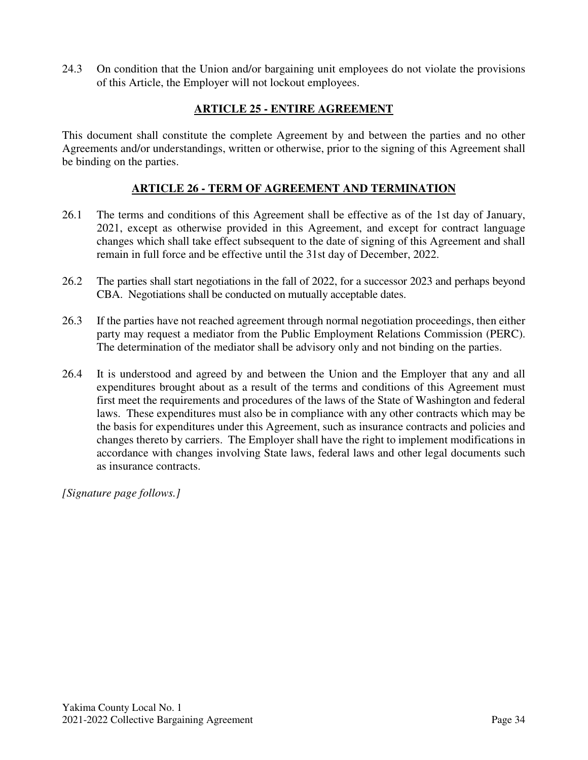24.3 On condition that the Union and/or bargaining unit employees do not violate the provisions of this Article, the Employer will not lockout employees.

## ARTICLE 25 - ENTIRE AGREEMENT

This document shall constitute the complete Agreement by and between the parties and no other Agreements and/or understandings, written or otherwise, prior to the signing of this Agreement shall be binding on the parties.

## ARTICLE 26 - TERM OF AGREEMENT AND TERMINATION

26.1 The terms and conditions of this Agreement shall be effective as of the 1st day of January, 2021, except as otherwise provided in this Agreement, and except for contract language changes which shall take effect subsequent to the date of signing of this Agreement and shall remain in full force and be effective until the 31st day of December, 2022.

26.2 The parties shall start negotiations in the fall of 2022, for a successor 2023 and perhaps beyond CBA. Negotiations shall be conducted on mutually acceptable dates.

26.3 If the parties have not reached agreement through normal negotiation proceedings, then either party may request a mediator from the Public Employment Relations Commission (PERC). The determination of the mediator shall be advisory only and not binding on the parties.

26.4 It is understood and agreed by and between the Union and the Employer that any and all expenditures brought about as a result of the terms and conditions of this Agreement must first meet the requirements and procedures of the laws of the State of Washington and federal laws. These expenditures must also be in compliance with any other contracts which may be the basis for expenditures under this Agreement, such as insurance contracts and policies and changes thereto by carriers. The Employer shall have the right to implement modifications in accordance with changes involving State laws, federal laws and other legal documents such as insurance contracts.

*[Signature page follows.]*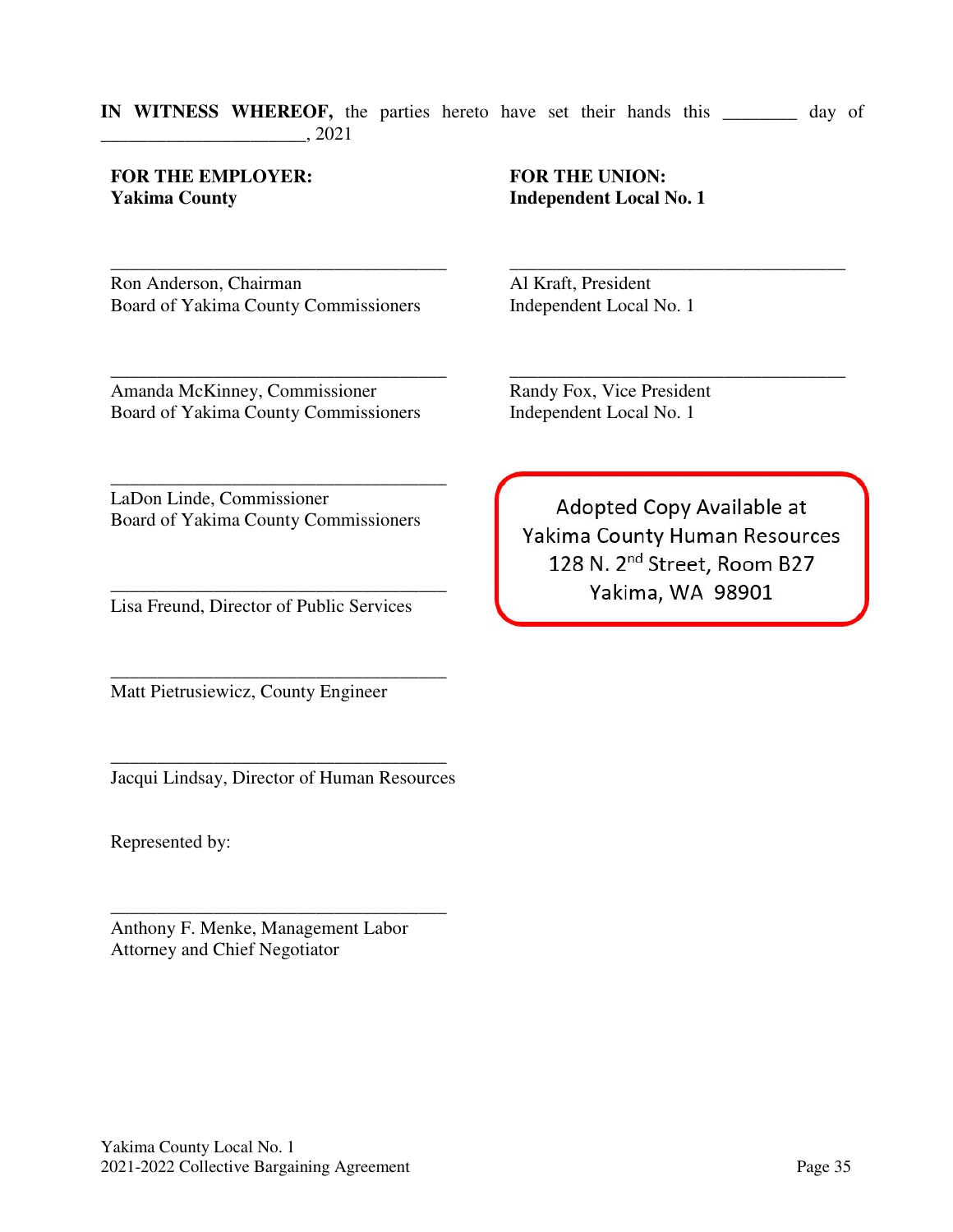**IN WITNESS WHEREOF,** the parties hereto have set their hands this ________ day of ______________________, 2021

**FOR THE EMPLOYER:**
**Yakima County**

_____________________________________
Ron Anderson, Chairman
Board of Yakima County Commissioners

_____________________________________
Amanda McKinney, Commissioner
Board of Yakima County Commissioners

_____________________________________
LaDon Linde, Commissioner
Board of Yakima County Commissioners

_____________________________________
Lisa Freund, Director of Public Services

_____________________________________
Matt Pietrusiewicz, County Engineer

_____________________________________
Jacqui Lindsay, Director of Human Resources

Represented by:

_____________________________________
Anthony F. Menke, Management Labor Attorney and Chief Negotiator

**FOR THE UNION:**
**Independent Local No. 1**

_____________________________________
Al Kraft, President
Independent Local No. 1

_____________________________________
Randy Fox, Vice President
Independent Local No. 1

Adopted Copy Available at
Yakima County Human Resources
128 N. 2nd Street, Room B27
Yakima, WA 98901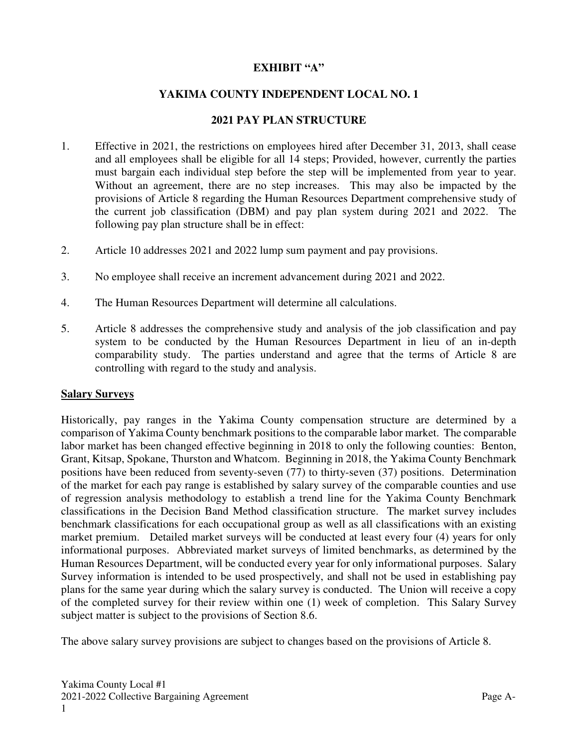# EXHIBIT "A"

## YAKIMA COUNTY INDEPENDENT LOCAL NO. 1

## 2021 PAY PLAN STRUCTURE

1. Effective in 2021, the restrictions on employees hired after December 31, 2013, shall cease and all employees shall be eligible for all 14 steps; Provided, however, currently the parties must bargain each individual step before the step will be implemented from year to year. Without an agreement, there are no step increases. This may also be impacted by the provisions of Article 8 regarding the Human Resources Department comprehensive study of the current job classification (DBM) and pay plan system during 2021 and 2022. The following pay plan structure shall be in effect:

2. Article 10 addresses 2021 and 2022 lump sum payment and pay provisions.

3. No employee shall receive an increment advancement during 2021 and 2022.

4. The Human Resources Department will determine all calculations.

5. Article 8 addresses the comprehensive study and analysis of the job classification and pay system to be conducted by the Human Resources Department in lieu of an in-depth comparability study. The parties understand and agree that the terms of Article 8 are controlling with regard to the study and analysis.

**Salary Surveys**

Historically, pay ranges in the Yakima County compensation structure are determined by a comparison of Yakima County benchmark positions to the comparable labor market. The comparable labor market has been changed effective beginning in 2018 to only the following counties: Benton, Grant, Kitsap, Spokane, Thurston and Whatcom. Beginning in 2018, the Yakima County Benchmark positions have been reduced from seventy-seven (77) to thirty-seven (37) positions. Determination of the market for each pay range is established by salary survey of the comparable counties and use of regression analysis methodology to establish a trend line for the Yakima County Benchmark classifications in the Decision Band Method classification structure. The market survey includes benchmark classifications for each occupational group as well as all classifications with an existing market premium. Detailed market surveys will be conducted at least every four (4) years for only informational purposes. Abbreviated market surveys of limited benchmarks, as determined by the Human Resources Department, will be conducted every year for only informational purposes. Salary Survey information is intended to be used prospectively, and shall not be used in establishing pay plans for the same year during which the salary survey is conducted. The Union will receive a copy of the completed survey for their review within one (1) week of completion. This Salary Survey subject matter is subject to the provisions of Section 8.6.

The above salary survey provisions are subject to changes based on the provisions of Article 8.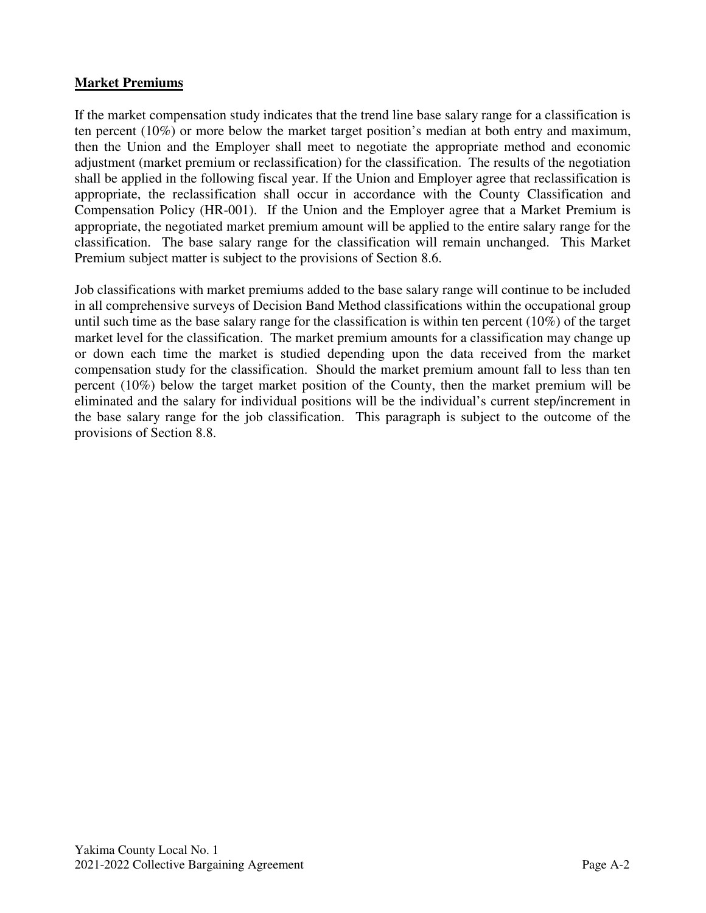**Market Premiums**

If the market compensation study indicates that the trend line base salary range for a classification is ten percent (10%) or more below the market target position's median at both entry and maximum, then the Union and the Employer shall meet to negotiate the appropriate method and economic adjustment (market premium or reclassification) for the classification. The results of the negotiation shall be applied in the following fiscal year. If the Union and Employer agree that reclassification is appropriate, the reclassification shall occur in accordance with the County Classification and Compensation Policy (HR-001). If the Union and the Employer agree that a Market Premium is appropriate, the negotiated market premium amount will be applied to the entire salary range for the classification. The base salary range for the classification will remain unchanged. This Market Premium subject matter is subject to the provisions of Section 8.6.

Job classifications with market premiums added to the base salary range will continue to be included in all comprehensive surveys of Decision Band Method classifications within the occupational group until such time as the base salary range for the classification is within ten percent (10%) of the target market level for the classification. The market premium amounts for a classification may change up or down each time the market is studied depending upon the data received from the market compensation study for the classification. Should the market premium amount fall to less than ten percent (10%) below the target market position of the County, then the market premium will be eliminated and the salary for individual positions will be the individual's current step/increment in the base salary range for the job classification. This paragraph is subject to the outcome of the provisions of Section 8.8.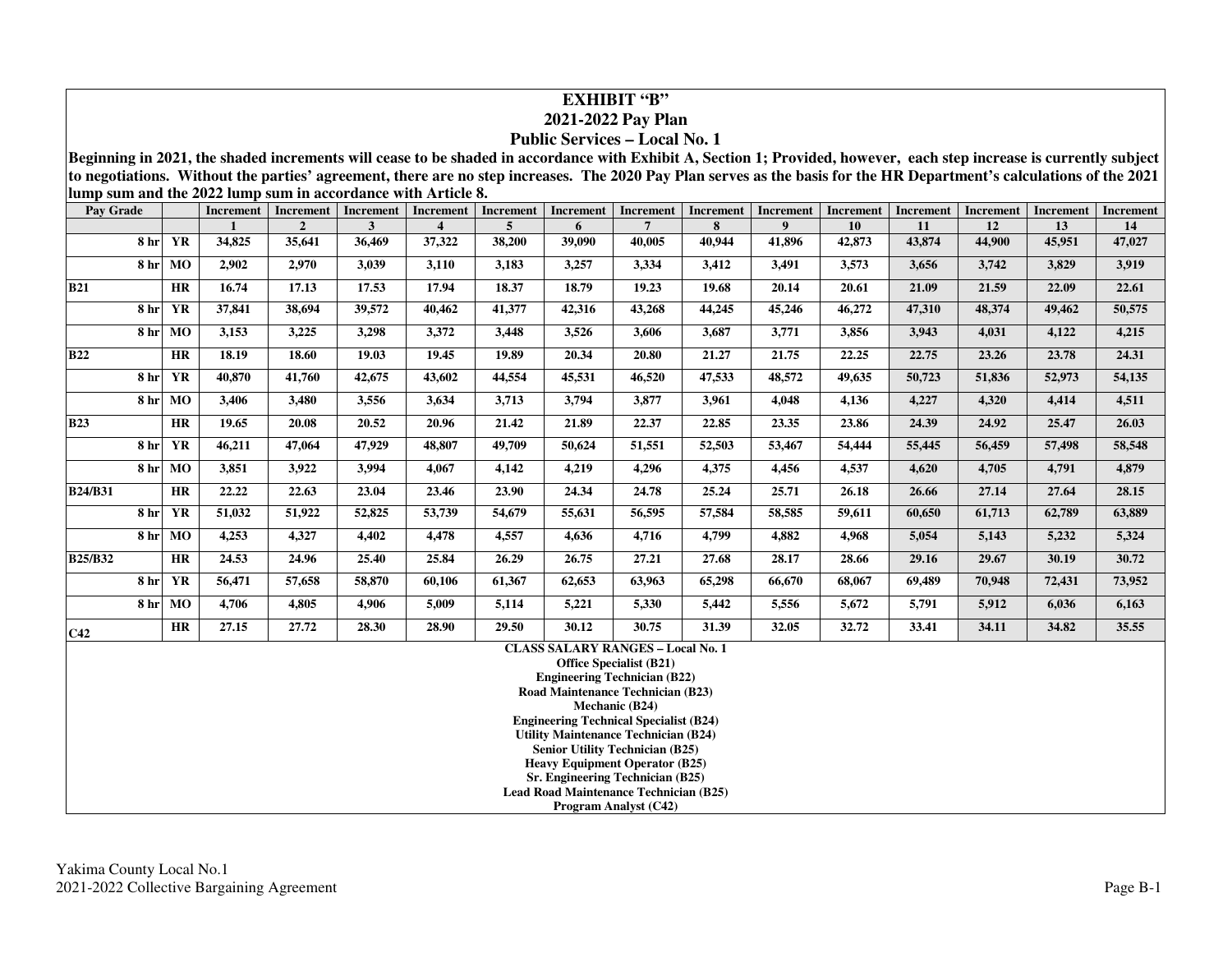# EXHIBIT "B"

## 2021-2022 Pay Plan

## Public Services – Local No. 1

**Beginning in 2021, the shaded increments will cease to be shaded in accordance with Exhibit A, Section 1; Provided, however, each step increase is currently subject to negotiations. Without the parties' agreement, there are no step increases. The 2020 Pay Plan serves as the basis for the HR Department's calculations of the 2021 lump sum and the 2022 lump sum in accordance with Article 8.**

| Pay Grade | | Increment 1 | Increment 2 | Increment 3 | Increment 4 | Increment 5 | Increment 6 | Increment 7 | Increment 8 | Increment 9 | Increment 10 | Increment 11 | Increment 12 | Increment 13 | Increment 14 |
|---|---|---|---|---|---|---|---|---|---|---|---|---|---|---|---|
| 8 hr | YR | 34,825 | 35,641 | 36,469 | 37,322 | 38,200 | 39,090 | 40,005 | 40,944 | 41,896 | 42,873 | 43,874 | 44,900 | 45,951 | 47,027 |
| 8 hr | MO | 2,902 | 2,970 | 3,039 | 3,110 | 3,183 | 3,257 | 3,334 | 3,412 | 3,491 | 3,573 | 3,656 | 3,742 | 3,829 | 3,919 |
| B21 | HR | 16.74 | 17.13 | 17.53 | 17.94 | 18.37 | 18.79 | 19.23 | 19.68 | 20.14 | 20.61 | 21.09 | 21.59 | 22.09 | 22.61 |
| 8 hr | YR | 37,841 | 38,694 | 39,572 | 40,462 | 41,377 | 42,316 | 43,268 | 44,245 | 45,246 | 46,272 | 47,310 | 48,374 | 49,462 | 50,575 |
| 8 hr | MO | 3,153 | 3,225 | 3,298 | 3,372 | 3,448 | 3,526 | 3,606 | 3,687 | 3,771 | 3,856 | 3,943 | 4,031 | 4,122 | 4,215 |
| B22 | HR | 18.19 | 18.60 | 19.03 | 19.45 | 19.89 | 20.34 | 20.80 | 21.27 | 21.75 | 22.25 | 22.75 | 23.26 | 23.78 | 24.31 |
| 8 hr | YR | 40,870 | 41,760 | 42,675 | 43,602 | 44,554 | 45,531 | 46,520 | 47,533 | 48,572 | 49,635 | 50,723 | 51,836 | 52,973 | 54,135 |
| 8 hr | MO | 3,406 | 3,480 | 3,556 | 3,634 | 3,713 | 3,794 | 3,877 | 3,961 | 4,048 | 4,136 | 4,227 | 4,320 | 4,414 | 4,511 |
| B23 | HR | 19.65 | 20.08 | 20.52 | 20.96 | 21.42 | 21.89 | 22.37 | 22.85 | 23.35 | 23.86 | 24.39 | 24.92 | 25.47 | 26.03 |
| 8 hr | YR | 46,211 | 47,064 | 47,929 | 48,807 | 49,709 | 50,624 | 51,551 | 52,503 | 53,467 | 54,444 | 55,445 | 56,459 | 57,498 | 58,548 |
| 8 hr | MO | 3,851 | 3,922 | 3,994 | 4,067 | 4,142 | 4,219 | 4,296 | 4,375 | 4,456 | 4,537 | 4,620 | 4,705 | 4,791 | 4,879 |
| B24/B31 | HR | 22.22 | 22.63 | 23.04 | 23.46 | 23.90 | 24.34 | 24.78 | 25.24 | 25.71 | 26.18 | 26.66 | 27.14 | 27.64 | 28.15 |
| 8 hr | YR | 51,032 | 51,922 | 52,825 | 53,739 | 54,679 | 55,631 | 56,595 | 57,584 | 58,585 | 59,611 | 60,650 | 61,713 | 62,789 | 63,889 |
| 8 hr | MO | 4,253 | 4,327 | 4,402 | 4,478 | 4,557 | 4,636 | 4,716 | 4,799 | 4,882 | 4,968 | 5,054 | 5,143 | 5,232 | 5,324 |
| B25/B32 | HR | 24.53 | 24.96 | 25.40 | 25.84 | 26.29 | 26.75 | 27.21 | 27.68 | 28.17 | 28.66 | 29.16 | 29.67 | 30.19 | 30.72 |
| 8 hr | YR | 56,471 | 57,658 | 58,870 | 60,106 | 61,367 | 62,653 | 63,963 | 65,298 | 66,670 | 68,067 | 69,489 | 70,948 | 72,431 | 73,952 |
| 8 hr | MO | 4,706 | 4,805 | 4,906 | 5,009 | 5,114 | 5,221 | 5,330 | 5,442 | 5,556 | 5,672 | 5,791 | 5,912 | 6,036 | 6,163 |
| C42 | HR | 27.15 | 27.72 | 28.30 | 28.90 | 29.50 | 30.12 | 30.75 | 31.39 | 32.05 | 32.72 | 33.41 | 34.11 | 34.82 | 35.55 |

**CLASS SALARY RANGES – Local No. 1**

**Office Specialist (B21)**
**Engineering Technician (B22)**
**Road Maintenance Technician (B23)**
**Mechanic (B24)**
**Engineering Technical Specialist (B24)**
**Utility Maintenance Technician (B24)**
**Senior Utility Technician (B25)**
**Heavy Equipment Operator (B25)**
**Sr. Engineering Technician (B25)**
**Lead Road Maintenance Technician (B25)**
**Program Analyst (C42)**